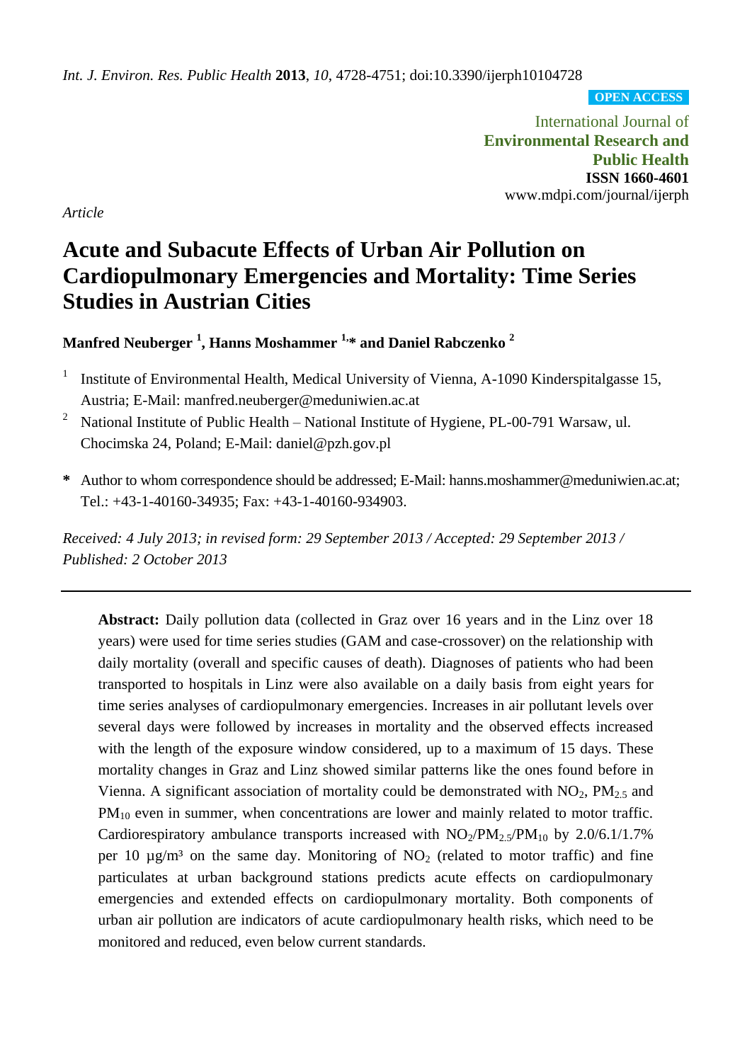*Int. J. Environ. Res. Public Health* **2013**, *10*, 4728-4751; doi:10.3390/ijerph10104728

**OPEN ACCESS**

International Journal of
**Environmental Research and Public Health**
**ISSN 1660-4601**
www.mdpi.com/journal/ijerph

*Article*

# Acute and Subacute Effects of Urban Air Pollution on Cardiopulmonary Emergencies and Mortality: Time Series Studies in Austrian Cities

**Manfred Neuberger [1], Hanns Moshammer [1,*] and Daniel Rabczenko [2]**

[1] Institute of Environmental Health, Medical University of Vienna, A-1090 Kinderspitalgasse 15, Austria; E-Mail: manfred.neuberger@meduniwien.ac.at

[2] National Institute of Public Health – National Institute of Hygiene, PL-00-791 Warsaw, ul. Chocimska 24, Poland; E-Mail: daniel@pzh.gov.pl

**\*** Author to whom correspondence should be addressed; E-Mail: hanns.moshammer@meduniwien.ac.at; Tel.: +43-1-40160-34935; Fax: +43-1-40160-934903.

*Received: 4 July 2013; in revised form: 29 September 2013 / Accepted: 29 September 2013 / Published: 2 October 2013*

---

**Abstract:** Daily pollution data (collected in Graz over 16 years and in the Linz over 18 years) were used for time series studies (GAM and case-crossover) on the relationship with daily mortality (overall and specific causes of death). Diagnoses of patients who had been transported to hospitals in Linz were also available on a daily basis from eight years for time series analyses of cardiopulmonary emergencies. Increases in air pollutant levels over several days were followed by increases in mortality and the observed effects increased with the length of the exposure window considered, up to a maximum of 15 days. These mortality changes in Graz and Linz showed similar patterns like the ones found before in Vienna. A significant association of mortality could be demonstrated with $NO_2$, $PM_{2.5}$ and $PM_{10}$ even in summer, when concentrations are lower and mainly related to motor traffic. Cardiorespiratory ambulance transports increased with $NO_2$/$PM_{2.5}$/$PM_{10}$ by 2.0/6.1/1.7% per 10 µg/m³ on the same day. Monitoring of $NO_2$ (related to motor traffic) and fine particulates at urban background stations predicts acute effects on cardiopulmonary emergencies and extended effects on cardiopulmonary mortality. Both components of urban air pollution are indicators of acute cardiopulmonary health risks, which need to be monitored and reduced, even below current standards.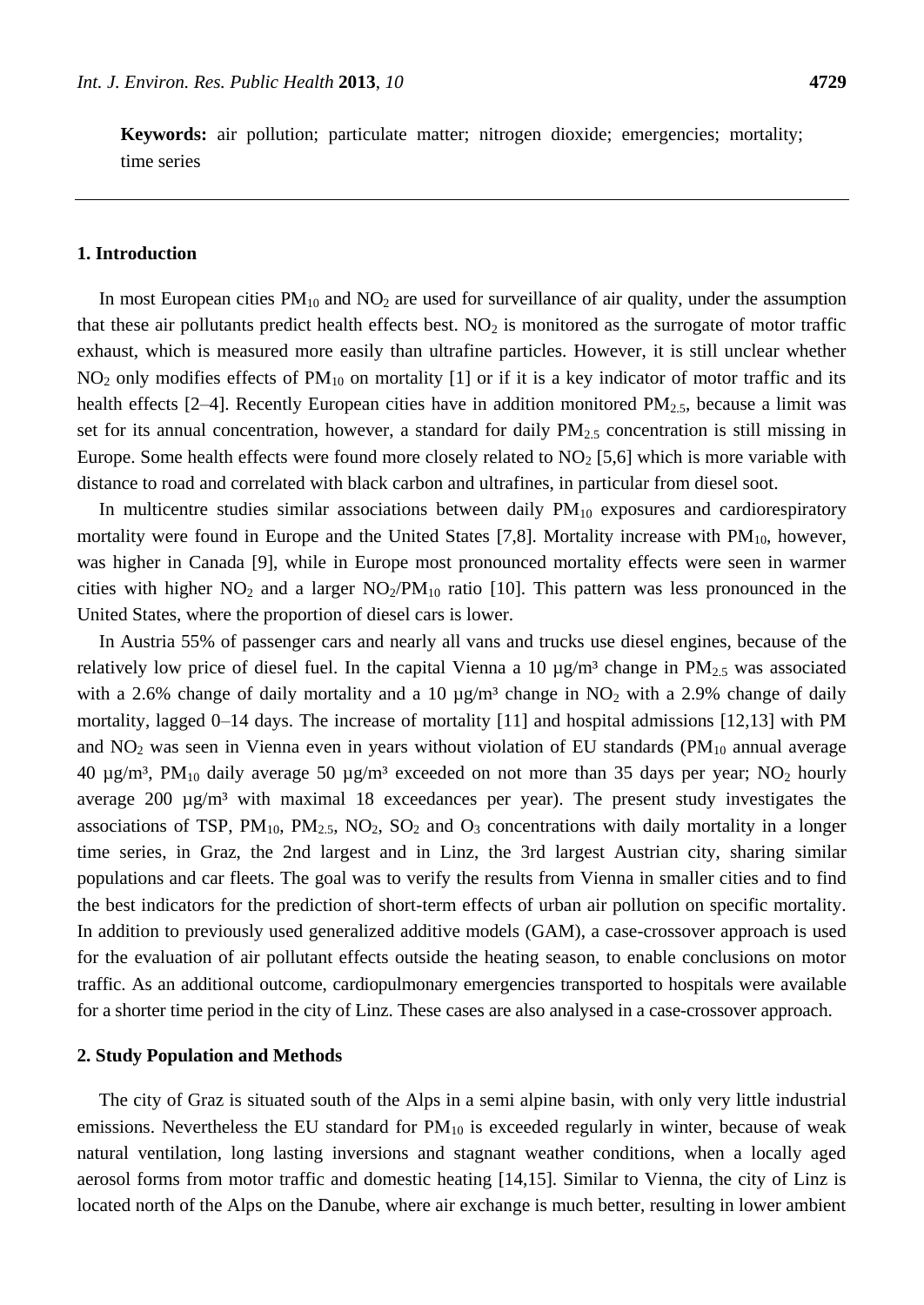**Keywords:** air pollution; particulate matter; nitrogen dioxide; emergencies; mortality; time series

## 1. Introduction

In most European cities $PM_{10}$ and $NO_2$ are used for surveillance of air quality, under the assumption that these air pollutants predict health effects best. $NO_2$ is monitored as the surrogate of motor traffic exhaust, which is measured more easily than ultrafine particles. However, it is still unclear whether $NO_2$ only modifies effects of $PM_{10}$ on mortality [1] or if it is a key indicator of motor traffic and its health effects [2–4]. Recently European cities have in addition monitored $PM_{2.5}$, because a limit was set for its annual concentration, however, a standard for daily $PM_{2.5}$ concentration is still missing in Europe. Some health effects were found more closely related to $NO_2$ [5,6] which is more variable with distance to road and correlated with black carbon and ultrafines, in particular from diesel soot.

In multicentre studies similar associations between daily $PM_{10}$ exposures and cardiorespiratory mortality were found in Europe and the United States [7,8]. Mortality increase with $PM_{10}$, however, was higher in Canada [9], while in Europe most pronounced mortality effects were seen in warmer cities with higher $NO_2$ and a larger $NO_2/PM_{10}$ ratio [10]. This pattern was less pronounced in the United States, where the proportion of diesel cars is lower.

In Austria 55% of passenger cars and nearly all vans and trucks use diesel engines, because of the relatively low price of diesel fuel. In the capital Vienna a 10 µg/m³ change in $PM_{2.5}$ was associated with a 2.6% change of daily mortality and a 10 µg/m³ change in $NO_2$ with a 2.9% change of daily mortality, lagged 0–14 days. The increase of mortality [11] and hospital admissions [12,13] with PM and $NO_2$ was seen in Vienna even in years without violation of EU standards ($PM_{10}$ annual average 40 µg/m³, $PM_{10}$ daily average 50 µg/m³ exceeded on not more than 35 days per year; $NO_2$ hourly average 200 µg/m³ with maximal 18 exceedances per year). The present study investigates the associations of TSP, $PM_{10}$, $PM_{2.5}$, $NO_2$, $SO_2$ and $O_3$ concentrations with daily mortality in a longer time series, in Graz, the 2nd largest and in Linz, the 3rd largest Austrian city, sharing similar populations and car fleets. The goal was to verify the results from Vienna in smaller cities and to find the best indicators for the prediction of short-term effects of urban air pollution on specific mortality. In addition to previously used generalized additive models (GAM), a case-crossover approach is used for the evaluation of air pollutant effects outside the heating season, to enable conclusions on motor traffic. As an additional outcome, cardiopulmonary emergencies transported to hospitals were available for a shorter time period in the city of Linz. These cases are also analysed in a case-crossover approach.

## 2. Study Population and Methods

The city of Graz is situated south of the Alps in a semi alpine basin, with only very little industrial emissions. Nevertheless the EU standard for $PM_{10}$ is exceeded regularly in winter, because of weak natural ventilation, long lasting inversions and stagnant weather conditions, when a locally aged aerosol forms from motor traffic and domestic heating [14,15]. Similar to Vienna, the city of Linz is located north of the Alps on the Danube, where air exchange is much better, resulting in lower ambient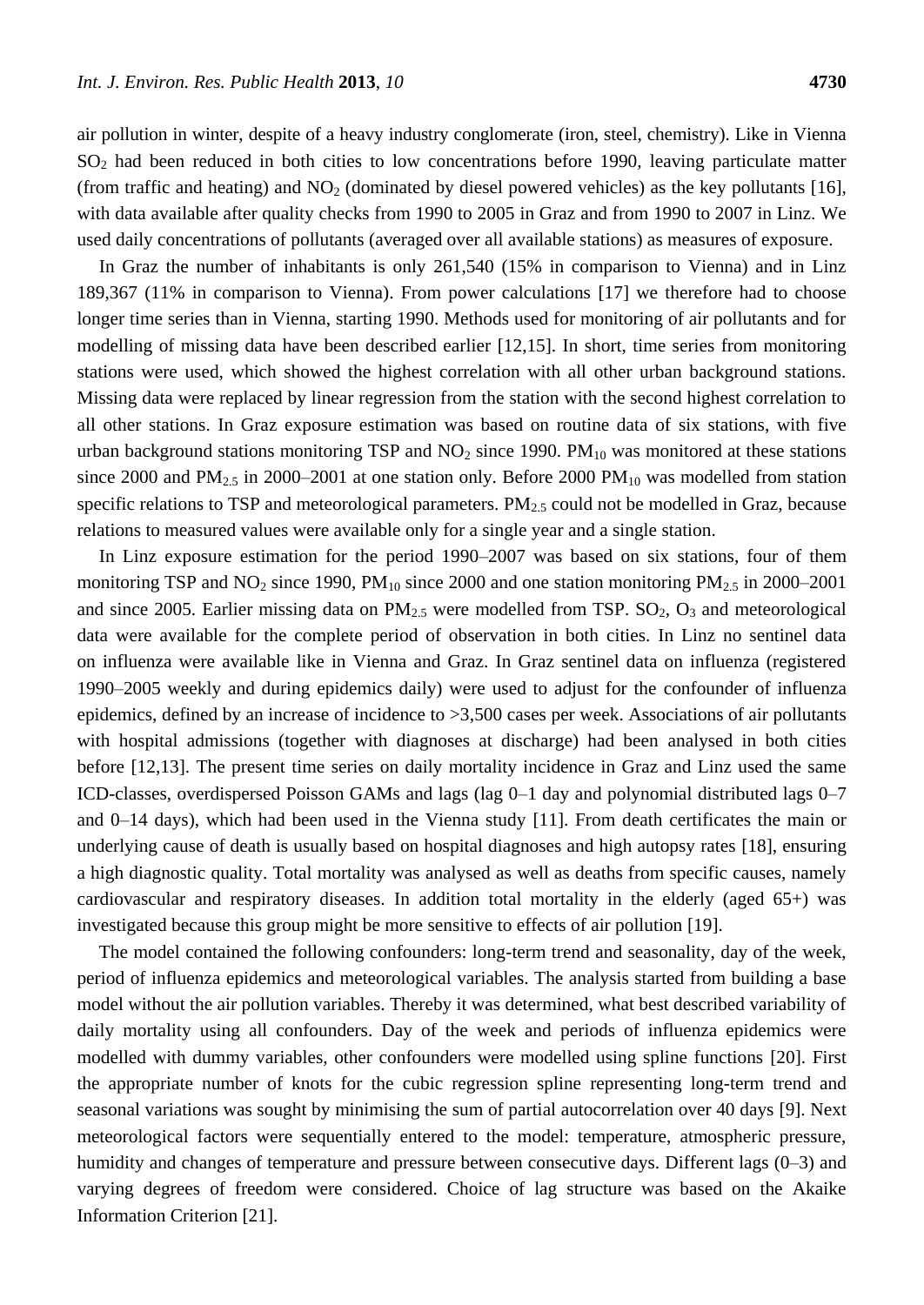air pollution in winter, despite of a heavy industry conglomerate (iron, steel, chemistry). Like in Vienna $SO_2$ had been reduced in both cities to low concentrations before 1990, leaving particulate matter (from traffic and heating) and $NO_2$ (dominated by diesel powered vehicles) as the key pollutants [16], with data available after quality checks from 1990 to 2005 in Graz and from 1990 to 2007 in Linz. We used daily concentrations of pollutants (averaged over all available stations) as measures of exposure.

In Graz the number of inhabitants is only 261,540 (15% in comparison to Vienna) and in Linz 189,367 (11% in comparison to Vienna). From power calculations [17] we therefore had to choose longer time series than in Vienna, starting 1990. Methods used for monitoring of air pollutants and for modelling of missing data have been described earlier [12,15]. In short, time series from monitoring stations were used, which showed the highest correlation with all other urban background stations. Missing data were replaced by linear regression from the station with the second highest correlation to all other stations. In Graz exposure estimation was based on routine data of six stations, with five urban background stations monitoring TSP and $NO_2$ since 1990. $PM_{10}$ was monitored at these stations since 2000 and $PM_{2.5}$ in 2000–2001 at one station only. Before 2000 $PM_{10}$ was modelled from station specific relations to TSP and meteorological parameters. $PM_{2.5}$ could not be modelled in Graz, because relations to measured values were available only for a single year and a single station.

In Linz exposure estimation for the period 1990–2007 was based on six stations, four of them monitoring TSP and $NO_2$ since 1990, $PM_{10}$ since 2000 and one station monitoring $PM_{2.5}$ in 2000–2001 and since 2005. Earlier missing data on $PM_{2.5}$ were modelled from TSP. $SO_2$, $O_3$ and meteorological data were available for the complete period of observation in both cities. In Linz no sentinel data on influenza were available like in Vienna and Graz. In Graz sentinel data on influenza (registered 1990–2005 weekly and during epidemics daily) were used to adjust for the confounder of influenza epidemics, defined by an increase of incidence to >3,500 cases per week. Associations of air pollutants with hospital admissions (together with diagnoses at discharge) had been analysed in both cities before [12,13]. The present time series on daily mortality incidence in Graz and Linz used the same ICD-classes, overdispersed Poisson GAMs and lags (lag 0–1 day and polynomial distributed lags 0–7 and 0–14 days), which had been used in the Vienna study [11]. From death certificates the main or underlying cause of death is usually based on hospital diagnoses and high autopsy rates [18], ensuring a high diagnostic quality. Total mortality was analysed as well as deaths from specific causes, namely cardiovascular and respiratory diseases. In addition total mortality in the elderly (aged 65+) was investigated because this group might be more sensitive to effects of air pollution [19].

The model contained the following confounders: long-term trend and seasonality, day of the week, period of influenza epidemics and meteorological variables. The analysis started from building a base model without the air pollution variables. Thereby it was determined, what best described variability of daily mortality using all confounders. Day of the week and periods of influenza epidemics were modelled with dummy variables, other confounders were modelled using spline functions [20]. First the appropriate number of knots for the cubic regression spline representing long-term trend and seasonal variations was sought by minimising the sum of partial autocorrelation over 40 days [9]. Next meteorological factors were sequentially entered to the model: temperature, atmospheric pressure, humidity and changes of temperature and pressure between consecutive days. Different lags (0–3) and varying degrees of freedom were considered. Choice of lag structure was based on the Akaike Information Criterion [21].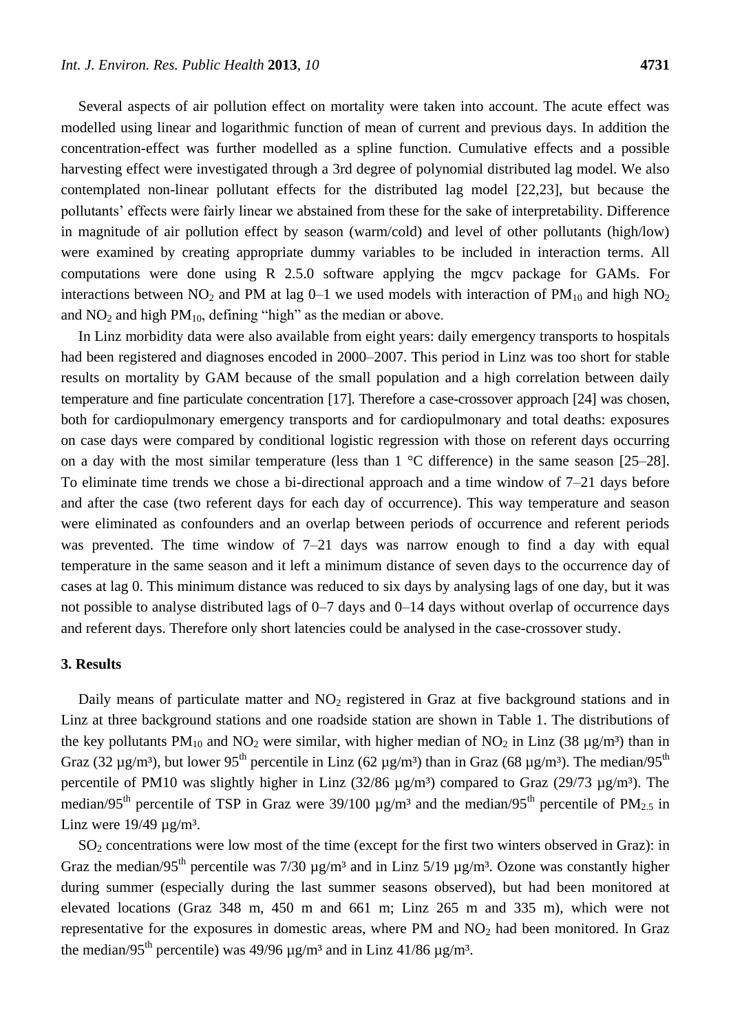Several aspects of air pollution effect on mortality were taken into account. The acute effect was modelled using linear and logarithmic function of mean of current and previous days. In addition the concentration-effect was further modelled as a spline function. Cumulative effects and a possible harvesting effect were investigated through a 3rd degree of polynomial distributed lag model. We also contemplated non-linear pollutant effects for the distributed lag model [22,23], but because the pollutants' effects were fairly linear we abstained from these for the sake of interpretability. Difference in magnitude of air pollution effect by season (warm/cold) and level of other pollutants (high/low) were examined by creating appropriate dummy variables to be included in interaction terms. All computations were done using R 2.5.0 software applying the mgcv package for GAMs. For interactions between $NO_2$ and PM at lag 0–1 we used models with interaction of $PM_{10}$ and high $NO_2$ and $NO_2$ and high $PM_{10}$, defining "high" as the median or above.

In Linz morbidity data were also available from eight years: daily emergency transports to hospitals had been registered and diagnoses encoded in 2000–2007. This period in Linz was too short for stable results on mortality by GAM because of the small population and a high correlation between daily temperature and fine particulate concentration [17]. Therefore a case-crossover approach [24] was chosen, both for cardiopulmonary emergency transports and for cardiopulmonary and total deaths: exposures on case days were compared by conditional logistic regression with those on referent days occurring on a day with the most similar temperature (less than 1 °C difference) in the same season [25–28]. To eliminate time trends we chose a bi-directional approach and a time window of 7–21 days before and after the case (two referent days for each day of occurrence). This way temperature and season were eliminated as confounders and an overlap between periods of occurrence and referent periods was prevented. The time window of 7–21 days was narrow enough to find a day with equal temperature in the same season and it left a minimum distance of seven days to the occurrence day of cases at lag 0. This minimum distance was reduced to six days by analysing lags of one day, but it was not possible to analyse distributed lags of 0–7 days and 0–14 days without overlap of occurrence days and referent days. Therefore only short latencies could be analysed in the case-crossover study.

## 3. Results

Daily means of particulate matter and $NO_2$ registered in Graz at five background stations and in Linz at three background stations and one roadside station are shown in Table 1. The distributions of the key pollutants $PM_{10}$ and $NO_2$ were similar, with higher median of $NO_2$ in Linz (38 µg/m³) than in Graz (32 µg/m³), but lower 95th percentile in Linz (62 µg/m³) than in Graz (68 µg/m³). The median/95th percentile of PM10 was slightly higher in Linz (32/86 µg/m³) compared to Graz (29/73 µg/m³). The median/95th percentile of TSP in Graz were 39/100 µg/m³ and the median/95th percentile of $PM_{2.5}$ in Linz were 19/49 µg/m³.

$SO_2$ concentrations were low most of the time (except for the first two winters observed in Graz): in Graz the median/95th percentile was 7/30 µg/m³ and in Linz 5/19 µg/m³. Ozone was constantly higher during summer (especially during the last summer seasons observed), but had been monitored at elevated locations (Graz 348 m, 450 m and 661 m; Linz 265 m and 335 m), which were not representative for the exposures in domestic areas, where PM and $NO_2$ had been monitored. In Graz the median/95th percentile) was 49/96 µg/m³ and in Linz 41/86 µg/m³.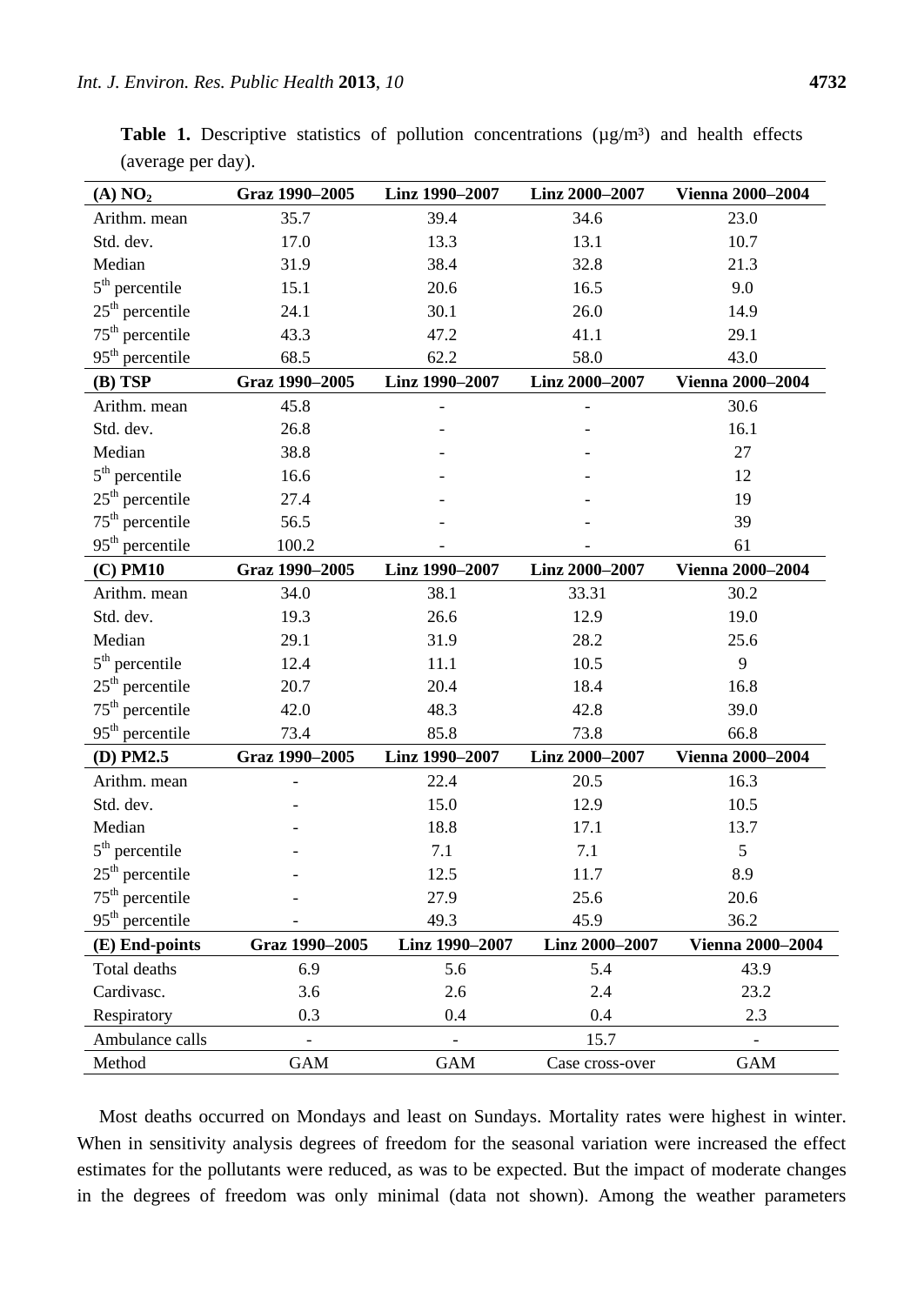**Table 1.** Descriptive statistics of pollution concentrations (µg/m³) and health effects (average per day).

| **(A) $NO_2$** | **Graz 1990–2005** | **Linz 1990–2007** | **Linz 2000–2007** | **Vienna 2000–2004** |
|---|---|---|---|---|
| Arithm. mean | 35.7 | 39.4 | 34.6 | 23.0 |
| Std. dev. | 17.0 | 13.3 | 13.1 | 10.7 |
| Median | 31.9 | 38.4 | 32.8 | 21.3 |
| $5^{th}$ percentile | 15.1 | 20.6 | 16.5 | 9.0 |
| $25^{th}$ percentile | 24.1 | 30.1 | 26.0 | 14.9 |
| $75^{th}$ percentile | 43.3 | 47.2 | 41.1 | 29.1 |
| $95^{th}$ percentile | 68.5 | 62.2 | 58.0 | 43.0 |
| **(B) TSP** | **Graz 1990–2005** | **Linz 1990–2007** | **Linz 2000–2007** | **Vienna 2000–2004** |
| Arithm. mean | 45.8 | - | - | 30.6 |
| Std. dev. | 26.8 | - | - | 16.1 |
| Median | 38.8 | - | - | 27 |
| $5^{th}$ percentile | 16.6 | - | - | 12 |
| $25^{th}$ percentile | 27.4 | - | - | 19 |
| $75^{th}$ percentile | 56.5 | - | - | 39 |
| $95^{th}$ percentile | 100.2 | - | - | 61 |
| **(C) PM10** | **Graz 1990–2005** | **Linz 1990–2007** | **Linz 2000–2007** | **Vienna 2000–2004** |
| Arithm. mean | 34.0 | 38.1 | 33.31 | 30.2 |
| Std. dev. | 19.3 | 26.6 | 12.9 | 19.0 |
| Median | 29.1 | 31.9 | 28.2 | 25.6 |
| $5^{th}$ percentile | 12.4 | 11.1 | 10.5 | 9 |
| $25^{th}$ percentile | 20.7 | 20.4 | 18.4 | 16.8 |
| $75^{th}$ percentile | 42.0 | 48.3 | 42.8 | 39.0 |
| $95^{th}$ percentile | 73.4 | 85.8 | 73.8 | 66.8 |
| **(D) PM2.5** | **Graz 1990–2005** | **Linz 1990–2007** | **Linz 2000–2007** | **Vienna 2000–2004** |
| Arithm. mean | - | 22.4 | 20.5 | 16.3 |
| Std. dev. | - | 15.0 | 12.9 | 10.5 |
| Median | - | 18.8 | 17.1 | 13.7 |
| $5^{th}$ percentile | - | 7.1 | 7.1 | 5 |
| $25^{th}$ percentile | - | 12.5 | 11.7 | 8.9 |
| $75^{th}$ percentile | - | 27.9 | 25.6 | 20.6 |
| $95^{th}$ percentile | - | 49.3 | 45.9 | 36.2 |
| **(E) End-points** | **Graz 1990–2005** | **Linz 1990–2007** | **Linz 2000–2007** | **Vienna 2000–2004** |
| Total deaths | 6.9 | 5.6 | 5.4 | 43.9 |
| Cardivasc. | 3.6 | 2.6 | 2.4 | 23.2 |
| Respiratory | 0.3 | 0.4 | 0.4 | 2.3 |
| Ambulance calls | - | - | 15.7 | - |
| Method | GAM | GAM | Case cross-over | GAM |

Most deaths occurred on Mondays and least on Sundays. Mortality rates were highest in winter. When in sensitivity analysis degrees of freedom for the seasonal variation were increased the effect estimates for the pollutants were reduced, as was to be expected. But the impact of moderate changes in the degrees of freedom was only minimal (data not shown). Among the weather parameters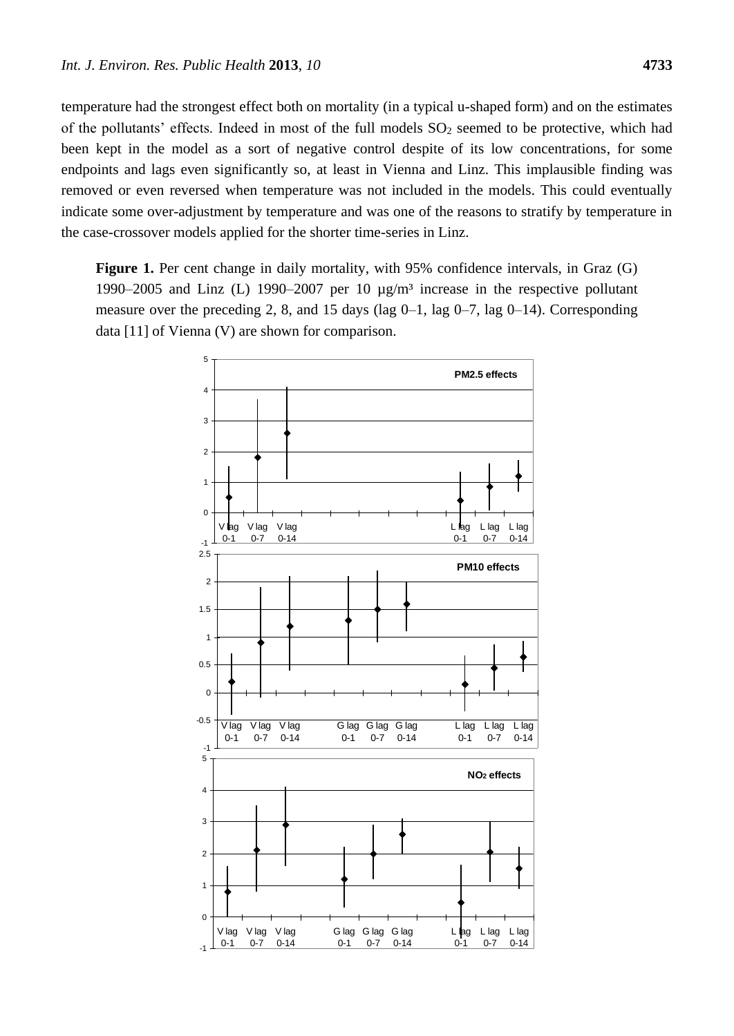temperature had the strongest effect both on mortality (in a typical u-shaped form) and on the estimates of the pollutants' effects. Indeed in most of the full models $SO_2$ seemed to be protective, which had been kept in the model as a sort of negative control despite of its low concentrations, for some endpoints and lags even significantly so, at least in Vienna and Linz. This implausible finding was removed or even reversed when temperature was not included in the models. This could eventually indicate some over-adjustment by temperature and was one of the reasons to stratify by temperature in the case-crossover models applied for the shorter time-series in Linz.

**Figure 1.** Per cent change in daily mortality, with 95% confidence intervals, in Graz (G) 1990–2005 and Linz (L) 1990–2007 per 10 µg/m³ increase in the respective pollutant measure over the preceding 2, 8, and 15 days (lag 0–1, lag 0–7, lag 0–14). Corresponding data [11] of Vienna (V) are shown for comparison.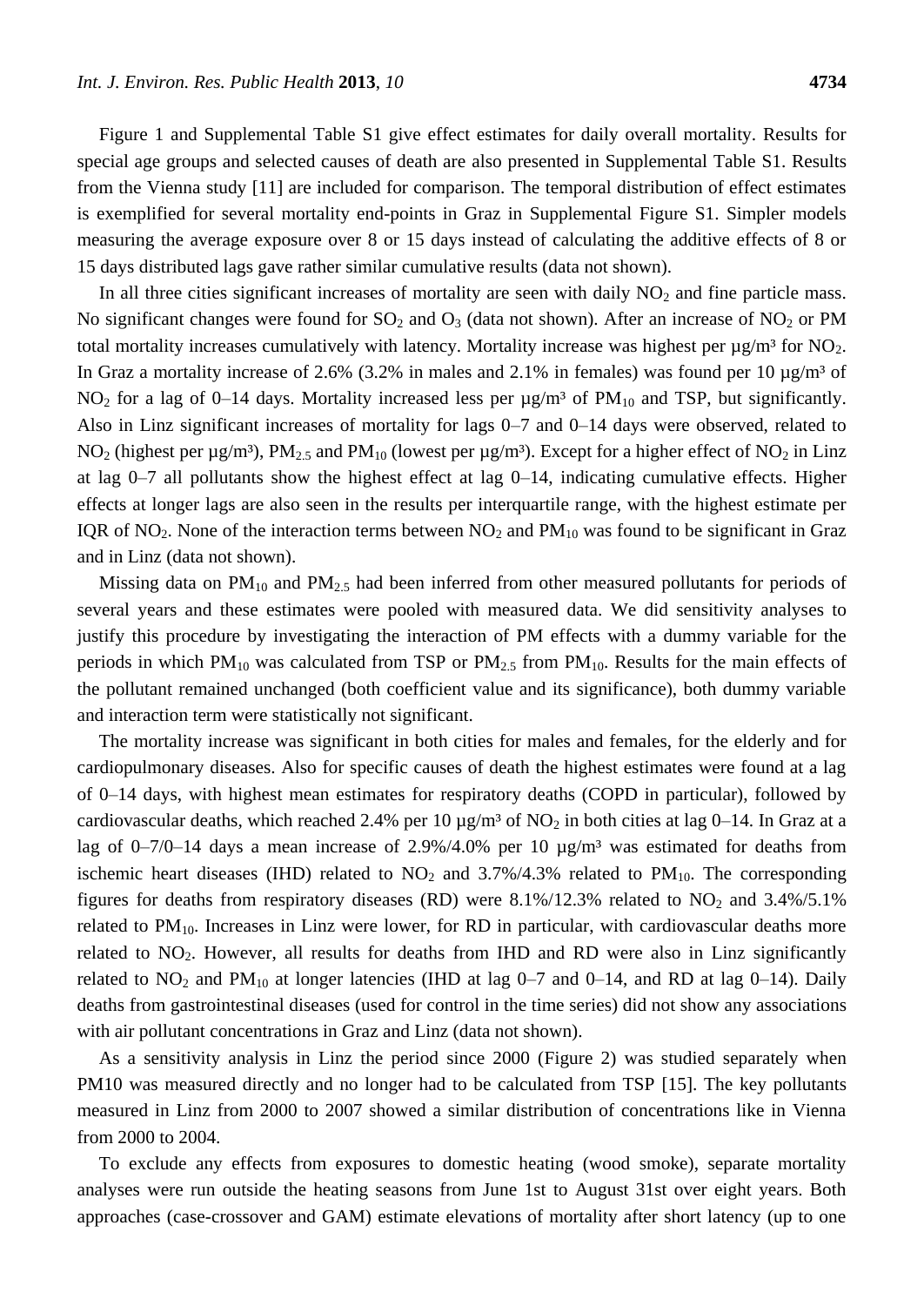Figure 1 and Supplemental Table S1 give effect estimates for daily overall mortality. Results for special age groups and selected causes of death are also presented in Supplemental Table S1. Results from the Vienna study [11] are included for comparison. The temporal distribution of effect estimates is exemplified for several mortality end-points in Graz in Supplemental Figure S1. Simpler models measuring the average exposure over 8 or 15 days instead of calculating the additive effects of 8 or 15 days distributed lags gave rather similar cumulative results (data not shown).

In all three cities significant increases of mortality are seen with daily $NO_2$ and fine particle mass. No significant changes were found for $SO_2$ and $O_3$ (data not shown). After an increase of $NO_2$ or PM total mortality increases cumulatively with latency. Mortality increase was highest per µg/m³ for $NO_2$. In Graz a mortality increase of 2.6% (3.2% in males and 2.1% in females) was found per 10 µg/m³ of $NO_2$ for a lag of 0–14 days. Mortality increased less per µg/m³ of $PM_{10}$ and TSP, but significantly. Also in Linz significant increases of mortality for lags 0–7 and 0–14 days were observed, related to $NO_2$ (highest per µg/m³), $PM_{2.5}$ and $PM_{10}$ (lowest per µg/m³). Except for a higher effect of $NO_2$ in Linz at lag 0–7 all pollutants show the highest effect at lag 0–14, indicating cumulative effects. Higher effects at longer lags are also seen in the results per interquartile range, with the highest estimate per IQR of $NO_2$. None of the interaction terms between $NO_2$ and $PM_{10}$ was found to be significant in Graz and in Linz (data not shown).

Missing data on $PM_{10}$ and $PM_{2.5}$ had been inferred from other measured pollutants for periods of several years and these estimates were pooled with measured data. We did sensitivity analyses to justify this procedure by investigating the interaction of PM effects with a dummy variable for the periods in which $PM_{10}$ was calculated from TSP or $PM_{2.5}$ from $PM_{10}$. Results for the main effects of the pollutant remained unchanged (both coefficient value and its significance), both dummy variable and interaction term were statistically not significant.

The mortality increase was significant in both cities for males and females, for the elderly and for cardiopulmonary diseases. Also for specific causes of death the highest estimates were found at a lag of 0–14 days, with highest mean estimates for respiratory deaths (COPD in particular), followed by cardiovascular deaths, which reached 2.4% per 10 µg/m³ of $NO_2$ in both cities at lag 0–14. In Graz at a lag of 0–7/0–14 days a mean increase of 2.9%/4.0% per 10 µg/m³ was estimated for deaths from ischemic heart diseases (IHD) related to $NO_2$ and 3.7%/4.3% related to $PM_{10}$. The corresponding figures for deaths from respiratory diseases (RD) were 8.1%/12.3% related to $NO_2$ and 3.4%/5.1% related to $PM_{10}$. Increases in Linz were lower, for RD in particular, with cardiovascular deaths more related to $NO_2$. However, all results for deaths from IHD and RD were also in Linz significantly related to $NO_2$ and $PM_{10}$ at longer latencies (IHD at lag 0–7 and 0–14, and RD at lag 0–14). Daily deaths from gastrointestinal diseases (used for control in the time series) did not show any associations with air pollutant concentrations in Graz and Linz (data not shown).

As a sensitivity analysis in Linz the period since 2000 (Figure 2) was studied separately when PM10 was measured directly and no longer had to be calculated from TSP [15]. The key pollutants measured in Linz from 2000 to 2007 showed a similar distribution of concentrations like in Vienna from 2000 to 2004.

To exclude any effects from exposures to domestic heating (wood smoke), separate mortality analyses were run outside the heating seasons from June 1st to August 31st over eight years. Both approaches (case-crossover and GAM) estimate elevations of mortality after short latency (up to one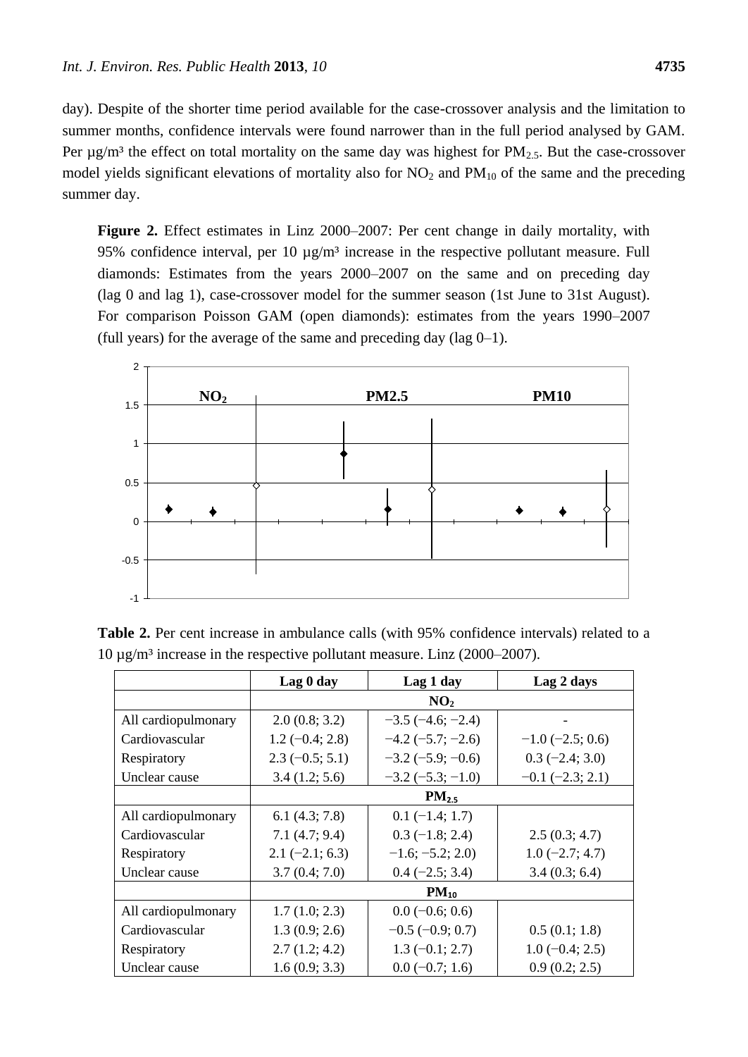day). Despite of the shorter time period available for the case-crossover analysis and the limitation to summer months, confidence intervals were found narrower than in the full period analysed by GAM. Per µg/m³ the effect on total mortality on the same day was highest for $PM_{2.5}$. But the case-crossover model yields significant elevations of mortality also for $NO_2$ and $PM_{10}$ of the same and the preceding summer day.

**Figure 2.** Effect estimates in Linz 2000–2007: Per cent change in daily mortality, with 95% confidence interval, per 10 µg/m³ increase in the respective pollutant measure. Full diamonds: Estimates from the years 2000–2007 on the same and on preceding day (lag 0 and lag 1), case-crossover model for the summer season (1st June to 31st August). For comparison Poisson GAM (open diamonds): estimates from the years 1990–2007 (full years) for the average of the same and preceding day (lag 0–1).

**Table 2.** Per cent increase in ambulance calls (with 95% confidence intervals) related to a 10 µg/m³ increase in the respective pollutant measure. Linz (2000–2007).

| | Lag 0 day | Lag 1 day | Lag 2 days |
|---|---|---|---|
| | $NO_2$ | | |
| All cardiopulmonary | 2.0 (0.8; 3.2) | −3.5 (−4.6; −2.4) | - |
| Cardiovascular | 1.2 (−0.4; 2.8) | −4.2 (−5.7; −2.6) | −1.0 (−2.5; 0.6) |
| Respiratory | 2.3 (−0.5; 5.1) | −3.2 (−5.9; −0.6) | 0.3 (−2.4; 3.0) |
| Unclear cause | 3.4 (1.2; 5.6) | −3.2 (−5.3; −1.0) | −0.1 (−2.3; 2.1) |
| | $PM_{2.5}$ | | |
| All cardiopulmonary | 6.1 (4.3; 7.8) | 0.1 (−1.4; 1.7) | |
| Cardiovascular | 7.1 (4.7; 9.4) | 0.3 (−1.8; 2.4) | 2.5 (0.3; 4.7) |
| Respiratory | 2.1 (−2.1; 6.3) | −1.6; −5.2; 2.0) | 1.0 (−2.7; 4.7) |
| Unclear cause | 3.7 (0.4; 7.0) | 0.4 (−2.5; 3.4) | 3.4 (0.3; 6.4) |
| | $PM_{10}$ | | |
| All cardiopulmonary | 1.7 (1.0; 2.3) | 0.0 (−0.6; 0.6) | |
| Cardiovascular | 1.3 (0.9; 2.6) | −0.5 (−0.9; 0.7) | 0.5 (0.1; 1.8) |
| Respiratory | 2.7 (1.2; 4.2) | 1.3 (−0.1; 2.7) | 1.0 (−0.4; 2.5) |
| Unclear cause | 1.6 (0.9; 3.3) | 0.0 (−0.7; 1.6) | 0.9 (0.2; 2.5) |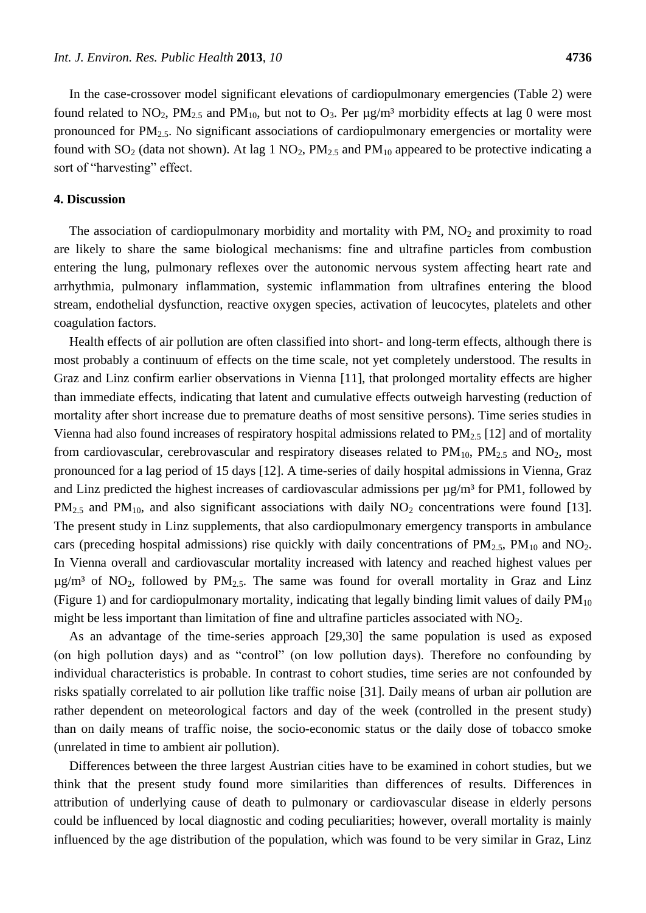In the case-crossover model significant elevations of cardiopulmonary emergencies (Table 2) were found related to $NO_2$, $PM_{2.5}$ and $PM_{10}$, but not to $O_3$. Per µg/m³ morbidity effects at lag 0 were most pronounced for $PM_{2.5}$. No significant associations of cardiopulmonary emergencies or mortality were found with $SO_2$ (data not shown). At lag 1 $NO_2$, $PM_{2.5}$ and $PM_{10}$ appeared to be protective indicating a sort of "harvesting" effect.

## 4. Discussion

The association of cardiopulmonary morbidity and mortality with PM, $NO_2$ and proximity to road are likely to share the same biological mechanisms: fine and ultrafine particles from combustion entering the lung, pulmonary reflexes over the autonomic nervous system affecting heart rate and arrhythmia, pulmonary inflammation, systemic inflammation from ultrafines entering the blood stream, endothelial dysfunction, reactive oxygen species, activation of leucocytes, platelets and other coagulation factors.

Health effects of air pollution are often classified into short- and long-term effects, although there is most probably a continuum of effects on the time scale, not yet completely understood. The results in Graz and Linz confirm earlier observations in Vienna [11], that prolonged mortality effects are higher than immediate effects, indicating that latent and cumulative effects outweigh harvesting (reduction of mortality after short increase due to premature deaths of most sensitive persons). Time series studies in Vienna had also found increases of respiratory hospital admissions related to $PM_{2.5}$ [12] and of mortality from cardiovascular, cerebrovascular and respiratory diseases related to $PM_{10}$, $PM_{2.5}$ and $NO_2$, most pronounced for a lag period of 15 days [12]. A time-series of daily hospital admissions in Vienna, Graz and Linz predicted the highest increases of cardiovascular admissions per µg/m³ for PM1, followed by $PM_{2.5}$ and $PM_{10}$, and also significant associations with daily $NO_2$ concentrations were found [13]. The present study in Linz supplements, that also cardiopulmonary emergency transports in ambulance cars (preceding hospital admissions) rise quickly with daily concentrations of $PM_{2.5}$, $PM_{10}$ and $NO_2$. In Vienna overall and cardiovascular mortality increased with latency and reached highest values per µg/m³ of $NO_2$, followed by $PM_{2.5}$. The same was found for overall mortality in Graz and Linz (Figure 1) and for cardiopulmonary mortality, indicating that legally binding limit values of daily $PM_{10}$ might be less important than limitation of fine and ultrafine particles associated with $NO_2$.

As an advantage of the time-series approach [29,30] the same population is used as exposed (on high pollution days) and as "control" (on low pollution days). Therefore no confounding by individual characteristics is probable. In contrast to cohort studies, time series are not confounded by risks spatially correlated to air pollution like traffic noise [31]. Daily means of urban air pollution are rather dependent on meteorological factors and day of the week (controlled in the present study) than on daily means of traffic noise, the socio-economic status or the daily dose of tobacco smoke (unrelated in time to ambient air pollution).

Differences between the three largest Austrian cities have to be examined in cohort studies, but we think that the present study found more similarities than differences of results. Differences in attribution of underlying cause of death to pulmonary or cardiovascular disease in elderly persons could be influenced by local diagnostic and coding peculiarities; however, overall mortality is mainly influenced by the age distribution of the population, which was found to be very similar in Graz, Linz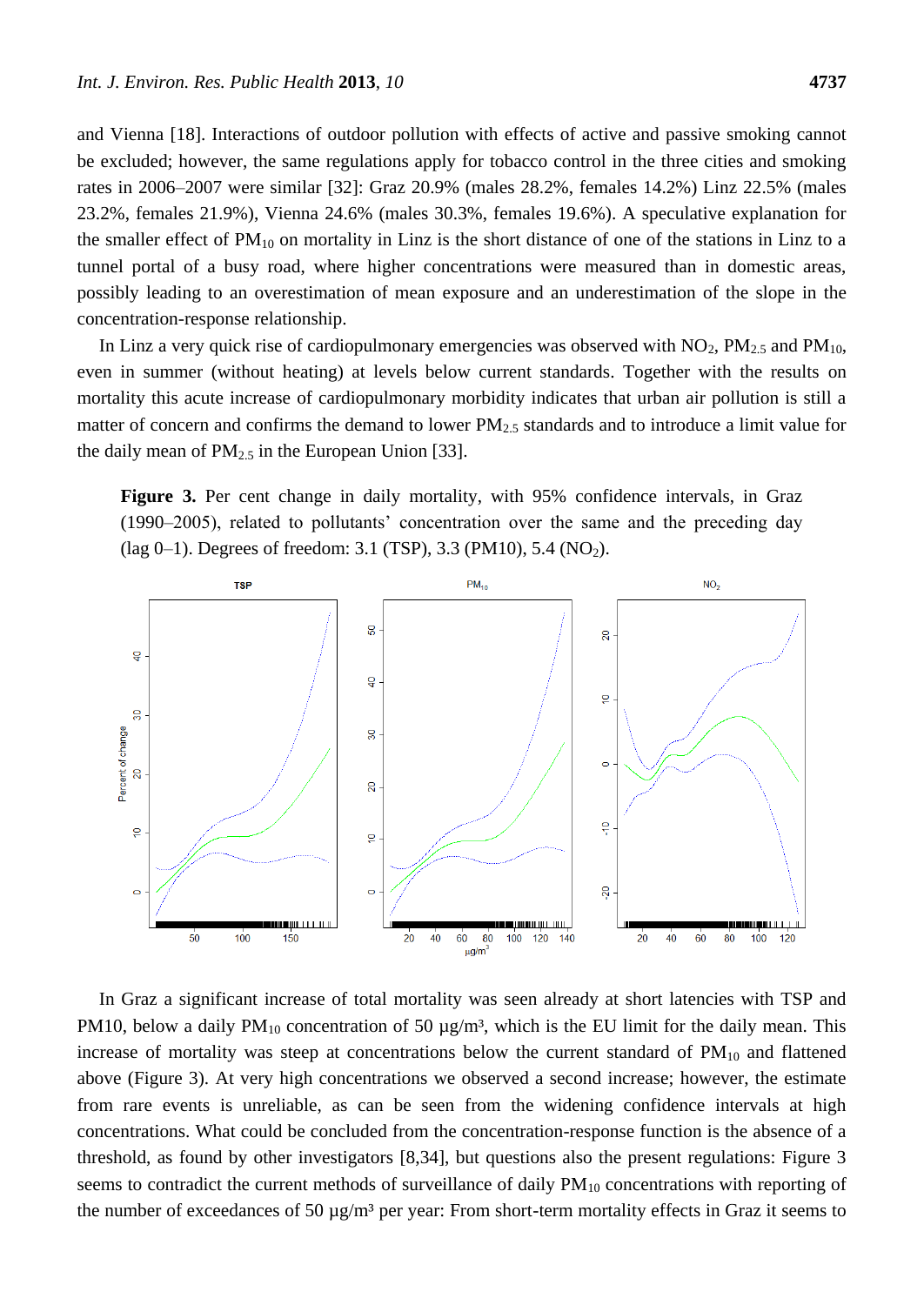and Vienna [18]. Interactions of outdoor pollution with effects of active and passive smoking cannot be excluded; however, the same regulations apply for tobacco control in the three cities and smoking rates in 2006–2007 were similar [32]: Graz 20.9% (males 28.2%, females 14.2%) Linz 22.5% (males 23.2%, females 21.9%), Vienna 24.6% (males 30.3%, females 19.6%). A speculative explanation for the smaller effect of $PM_{10}$ on mortality in Linz is the short distance of one of the stations in Linz to a tunnel portal of a busy road, where higher concentrations were measured than in domestic areas, possibly leading to an overestimation of mean exposure and an underestimation of the slope in the concentration-response relationship.

In Linz a very quick rise of cardiopulmonary emergencies was observed with $NO_2$, $PM_{2.5}$ and $PM_{10}$, even in summer (without heating) at levels below current standards. Together with the results on mortality this acute increase of cardiopulmonary morbidity indicates that urban air pollution is still a matter of concern and confirms the demand to lower $PM_{2.5}$ standards and to introduce a limit value for the daily mean of $PM_{2.5}$ in the European Union [33].

**Figure 3.** Per cent change in daily mortality, with 95% confidence intervals, in Graz (1990–2005), related to pollutants' concentration over the same and the preceding day (lag 0–1). Degrees of freedom: 3.1 (TSP), 3.3 (PM10), 5.4 ($NO_2$).

In Graz a significant increase of total mortality was seen already at short latencies with TSP and PM10, below a daily $PM_{10}$ concentration of 50 µg/m³, which is the EU limit for the daily mean. This increase of mortality was steep at concentrations below the current standard of $PM_{10}$ and flattened above (Figure 3). At very high concentrations we observed a second increase; however, the estimate from rare events is unreliable, as can be seen from the widening confidence intervals at high concentrations. What could be concluded from the concentration-response function is the absence of a threshold, as found by other investigators [8,34], but questions also the present regulations: Figure 3 seems to contradict the current methods of surveillance of daily $PM_{10}$ concentrations with reporting of the number of exceedances of 50 µg/m³ per year: From short-term mortality effects in Graz it seems to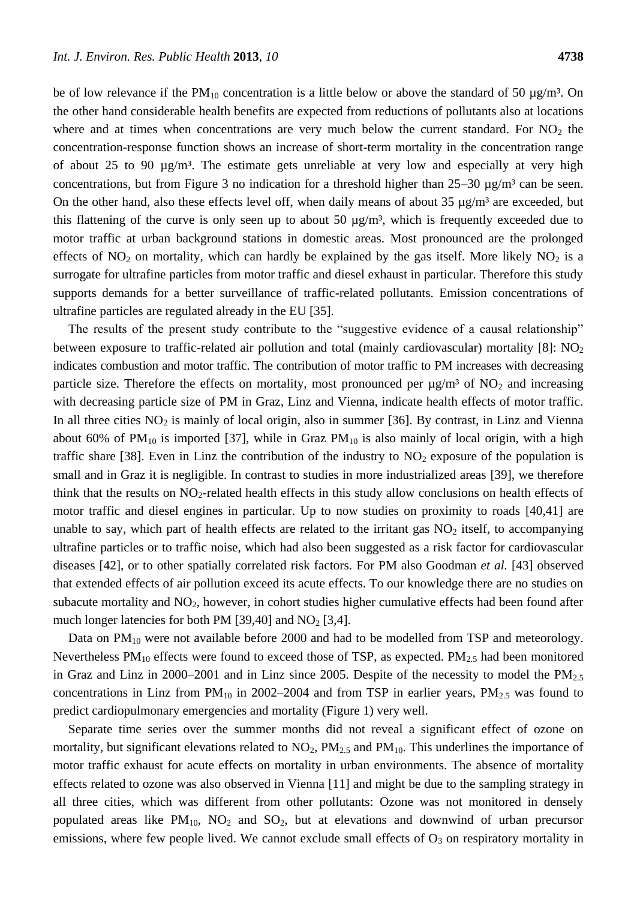be of low relevance if the $PM_{10}$ concentration is a little below or above the standard of 50 µg/m³. On the other hand considerable health benefits are expected from reductions of pollutants also at locations where and at times when concentrations are very much below the current standard. For $NO_2$ the concentration-response function shows an increase of short-term mortality in the concentration range of about 25 to 90 µg/m³. The estimate gets unreliable at very low and especially at very high concentrations, but from Figure 3 no indication for a threshold higher than 25–30 µg/m³ can be seen. On the other hand, also these effects level off, when daily means of about 35 µg/m³ are exceeded, but this flattening of the curve is only seen up to about 50 µg/m³, which is frequently exceeded due to motor traffic at urban background stations in domestic areas. Most pronounced are the prolonged effects of $NO_2$ on mortality, which can hardly be explained by the gas itself. More likely $NO_2$ is a surrogate for ultrafine particles from motor traffic and diesel exhaust in particular. Therefore this study supports demands for a better surveillance of traffic-related pollutants. Emission concentrations of ultrafine particles are regulated already in the EU [35].

The results of the present study contribute to the "suggestive evidence of a causal relationship" between exposure to traffic-related air pollution and total (mainly cardiovascular) mortality [8]: $NO_2$ indicates combustion and motor traffic. The contribution of motor traffic to PM increases with decreasing particle size. Therefore the effects on mortality, most pronounced per µg/m³ of $NO_2$ and increasing with decreasing particle size of PM in Graz, Linz and Vienna, indicate health effects of motor traffic. In all three cities $NO_2$ is mainly of local origin, also in summer [36]. By contrast, in Linz and Vienna about 60% of $PM_{10}$ is imported [37], while in Graz $PM_{10}$ is also mainly of local origin, with a high traffic share [38]. Even in Linz the contribution of the industry to $NO_2$ exposure of the population is small and in Graz it is negligible. In contrast to studies in more industrialized areas [39], we therefore think that the results on $NO_2$-related health effects in this study allow conclusions on health effects of motor traffic and diesel engines in particular. Up to now studies on proximity to roads [40,41] are unable to say, which part of health effects are related to the irritant gas $NO_2$ itself, to accompanying ultrafine particles or to traffic noise, which had also been suggested as a risk factor for cardiovascular diseases [42], or to other spatially correlated risk factors. For PM also Goodman *et al.* [43] observed that extended effects of air pollution exceed its acute effects. To our knowledge there are no studies on subacute mortality and $NO_2$, however, in cohort studies higher cumulative effects had been found after much longer latencies for both PM [39,40] and $NO_2$ [3,4].

Data on $PM_{10}$ were not available before 2000 and had to be modelled from TSP and meteorology. Nevertheless $PM_{10}$ effects were found to exceed those of TSP, as expected. $PM_{2.5}$ had been monitored in Graz and Linz in 2000–2001 and in Linz since 2005. Despite of the necessity to model the $PM_{2.5}$ concentrations in Linz from $PM_{10}$ in 2002–2004 and from TSP in earlier years, $PM_{2.5}$ was found to predict cardiopulmonary emergencies and mortality (Figure 1) very well.

Separate time series over the summer months did not reveal a significant effect of ozone on mortality, but significant elevations related to $NO_2$, $PM_{2.5}$ and $PM_{10}$. This underlines the importance of motor traffic exhaust for acute effects on mortality in urban environments. The absence of mortality effects related to ozone was also observed in Vienna [11] and might be due to the sampling strategy in all three cities, which was different from other pollutants: Ozone was not monitored in densely populated areas like $PM_{10}$, $NO_2$ and $SO_2$, but at elevations and downwind of urban precursor emissions, where few people lived. We cannot exclude small effects of $O_3$ on respiratory mortality in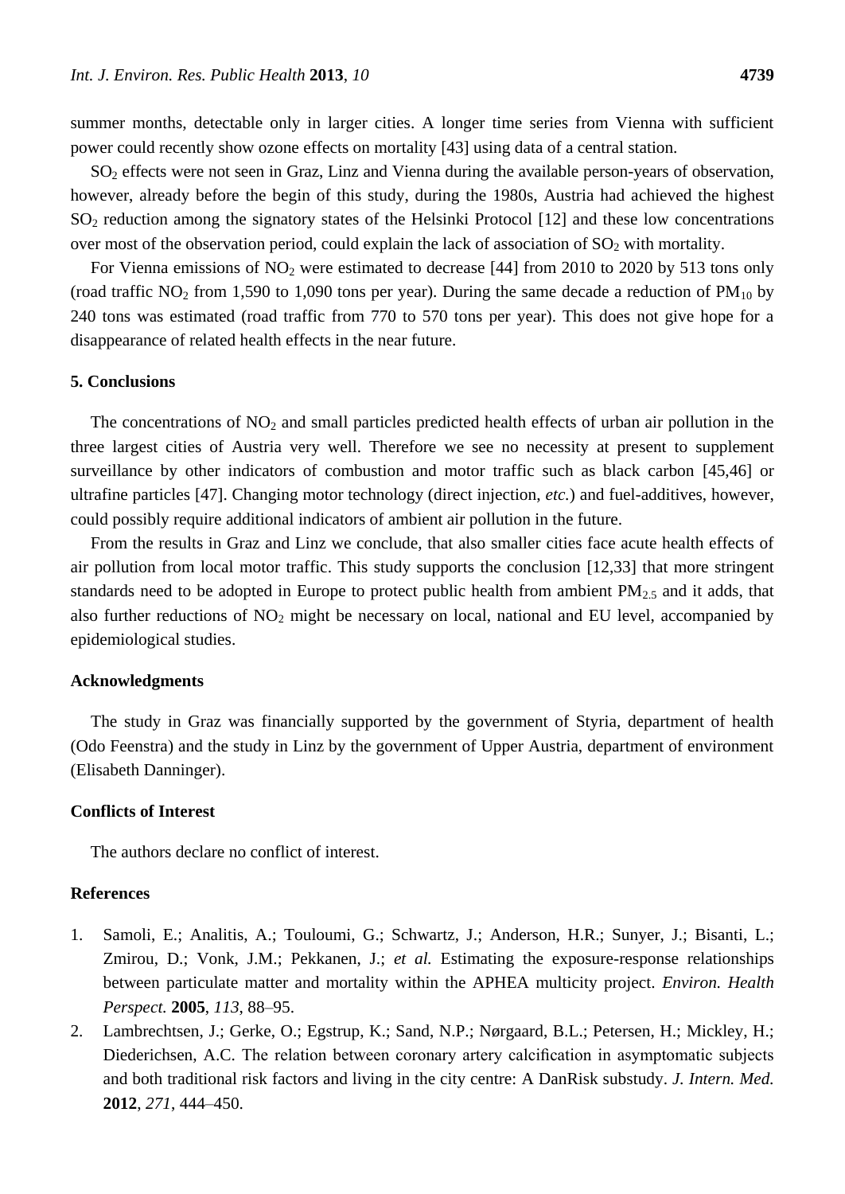summer months, detectable only in larger cities. A longer time series from Vienna with sufficient power could recently show ozone effects on mortality [43] using data of a central station.

$SO_2$ effects were not seen in Graz, Linz and Vienna during the available person-years of observation, however, already before the begin of this study, during the 1980s, Austria had achieved the highest $SO_2$ reduction among the signatory states of the Helsinki Protocol [12] and these low concentrations over most of the observation period, could explain the lack of association of $SO_2$ with mortality.

For Vienna emissions of $NO_2$ were estimated to decrease [44] from 2010 to 2020 by 513 tons only (road traffic $NO_2$ from 1,590 to 1,090 tons per year). During the same decade a reduction of $PM_{10}$ by 240 tons was estimated (road traffic from 770 to 570 tons per year). This does not give hope for a disappearance of related health effects in the near future.

## 5. Conclusions

The concentrations of $NO_2$ and small particles predicted health effects of urban air pollution in the three largest cities of Austria very well. Therefore we see no necessity at present to supplement surveillance by other indicators of combustion and motor traffic such as black carbon [45,46] or ultrafine particles [47]. Changing motor technology (direct injection, *etc.*) and fuel-additives, however, could possibly require additional indicators of ambient air pollution in the future.

From the results in Graz and Linz we conclude, that also smaller cities face acute health effects of air pollution from local motor traffic. This study supports the conclusion [12,33] that more stringent standards need to be adopted in Europe to protect public health from ambient $PM_{2.5}$ and it adds, that also further reductions of $NO_2$ might be necessary on local, national and EU level, accompanied by epidemiological studies.

## Acknowledgments

The study in Graz was financially supported by the government of Styria, department of health (Odo Feenstra) and the study in Linz by the government of Upper Austria, department of environment (Elisabeth Danninger).

## Conflicts of Interest

The authors declare no conflict of interest.

## References

1. Samoli, E.; Analitis, A.; Touloumi, G.; Schwartz, J.; Anderson, H.R.; Sunyer, J.; Bisanti, L.; Zmirou, D.; Vonk, J.M.; Pekkanen, J.; *et al.* Estimating the exposure-response relationships between particulate matter and mortality within the APHEA multicity project. *Environ. Health Perspect.* **2005**, *113*, 88–95.
2. Lambrechtsen, J.; Gerke, O.; Egstrup, K.; Sand, N.P.; Nørgaard, B.L.; Petersen, H.; Mickley, H.; Diederichsen, A.C. The relation between coronary artery calcification in asymptomatic subjects and both traditional risk factors and living in the city centre: A DanRisk substudy. *J. Intern. Med.* **2012**, *271*, 444–450.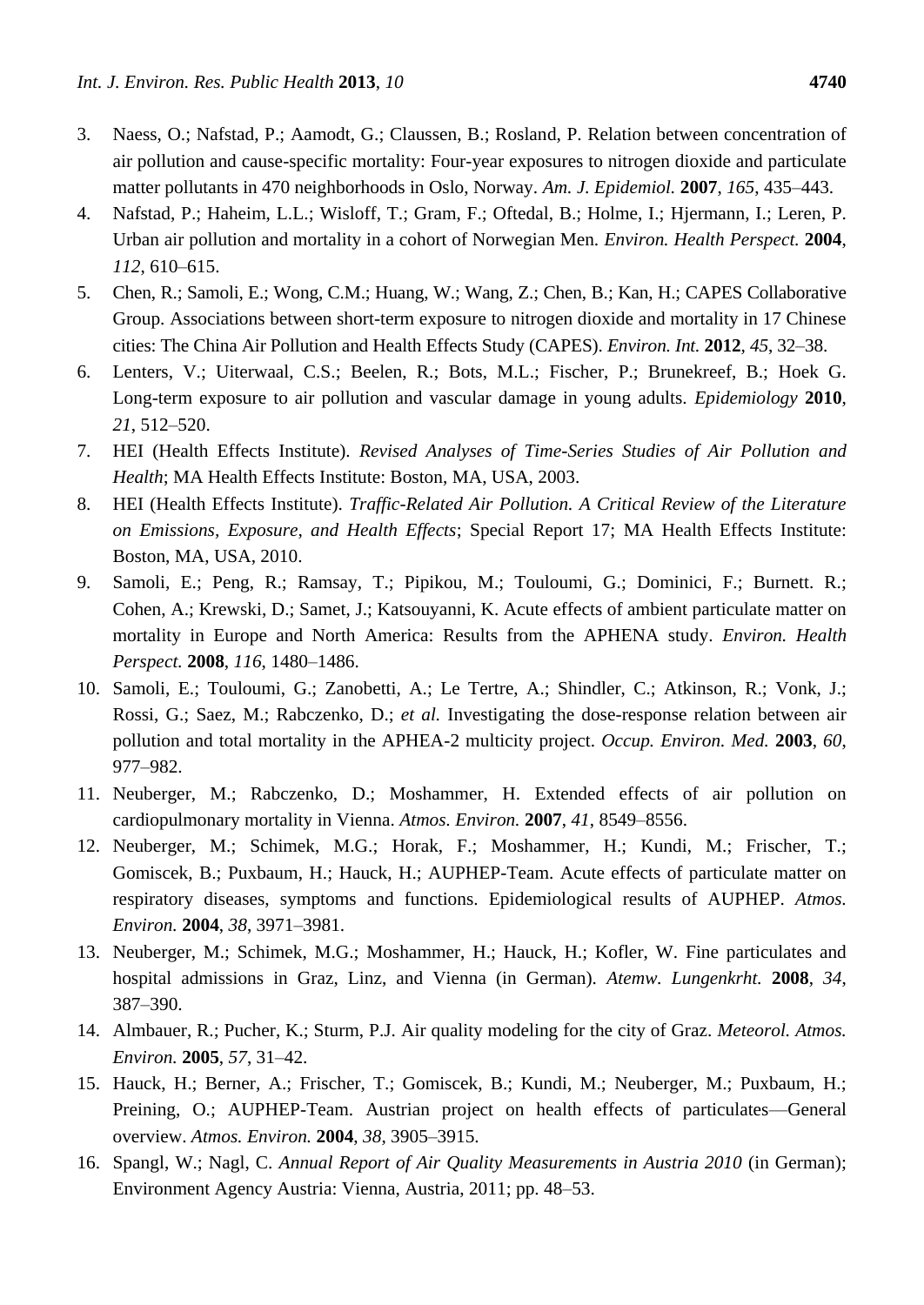3. Naess, O.; Nafstad, P.; Aamodt, G.; Claussen, B.; Rosland, P. Relation between concentration of air pollution and cause-specific mortality: Four-year exposures to nitrogen dioxide and particulate matter pollutants in 470 neighborhoods in Oslo, Norway. *Am. J. Epidemiol.* **2007**, *165*, 435–443.
4. Nafstad, P.; Haheim, L.L.; Wisloff, T.; Gram, F.; Oftedal, B.; Holme, I.; Hjermann, I.; Leren, P. Urban air pollution and mortality in a cohort of Norwegian Men. *Environ. Health Perspect.* **2004**, *112*, 610–615.
5. Chen, R.; Samoli, E.; Wong, C.M.; Huang, W.; Wang, Z.; Chen, B.; Kan, H.; CAPES Collaborative Group. Associations between short-term exposure to nitrogen dioxide and mortality in 17 Chinese cities: The China Air Pollution and Health Effects Study (CAPES). *Environ. Int.* **2012**, *45*, 32–38.
6. Lenters, V.; Uiterwaal, C.S.; Beelen, R.; Bots, M.L.; Fischer, P.; Brunekreef, B.; Hoek G. Long-term exposure to air pollution and vascular damage in young adults. *Epidemiology* **2010**, *21*, 512–520.
7. HEI (Health Effects Institute). *Revised Analyses of Time-Series Studies of Air Pollution and Health*; MA Health Effects Institute: Boston, MA, USA, 2003.
8. HEI (Health Effects Institute). *Traffic-Related Air Pollution. A Critical Review of the Literature on Emissions, Exposure, and Health Effects*; Special Report 17; MA Health Effects Institute: Boston, MA, USA, 2010.
9. Samoli, E.; Peng, R.; Ramsay, T.; Pipikou, M.; Touloumi, G.; Dominici, F.; Burnett. R.; Cohen, A.; Krewski, D.; Samet, J.; Katsouyanni, K. Acute effects of ambient particulate matter on mortality in Europe and North America: Results from the APHENA study. *Environ. Health Perspect.* **2008**, *116*, 1480–1486.
10. Samoli, E.; Touloumi, G.; Zanobetti, A.; Le Tertre, A.; Shindler, C.; Atkinson, R.; Vonk, J.; Rossi, G.; Saez, M.; Rabczenko, D.; *et al.* Investigating the dose-response relation between air pollution and total mortality in the APHEA-2 multicity project. *Occup. Environ. Med.* **2003**, *60*, 977–982.
11. Neuberger, M.; Rabczenko, D.; Moshammer, H. Extended effects of air pollution on cardiopulmonary mortality in Vienna. *Atmos. Environ.* **2007**, *41*, 8549–8556.
12. Neuberger, M.; Schimek, M.G.; Horak, F.; Moshammer, H.; Kundi, M.; Frischer, T.; Gomiscek, B.; Puxbaum, H.; Hauck, H.; AUPHEP-Team. Acute effects of particulate matter on respiratory diseases, symptoms and functions. Epidemiological results of AUPHEP. *Atmos. Environ.* **2004**, *38*, 3971–3981.
13. Neuberger, M.; Schimek, M.G.; Moshammer, H.; Hauck, H.; Kofler, W. Fine particulates and hospital admissions in Graz, Linz, and Vienna (in German). *Atemw. Lungenkrht.* **2008**, *34*, 387–390.
14. Almbauer, R.; Pucher, K.; Sturm, P.J. Air quality modeling for the city of Graz. *Meteorol. Atmos. Environ.* **2005**, *57*, 31–42.
15. Hauck, H.; Berner, A.; Frischer, T.; Gomiscek, B.; Kundi, M.; Neuberger, M.; Puxbaum, H.; Preining, O.; AUPHEP-Team. Austrian project on health effects of particulates—General overview. *Atmos. Environ.* **2004**, *38*, 3905–3915.
16. Spangl, W.; Nagl, C. *Annual Report of Air Quality Measurements in Austria 2010* (in German); Environment Agency Austria: Vienna, Austria, 2011; pp. 48–53.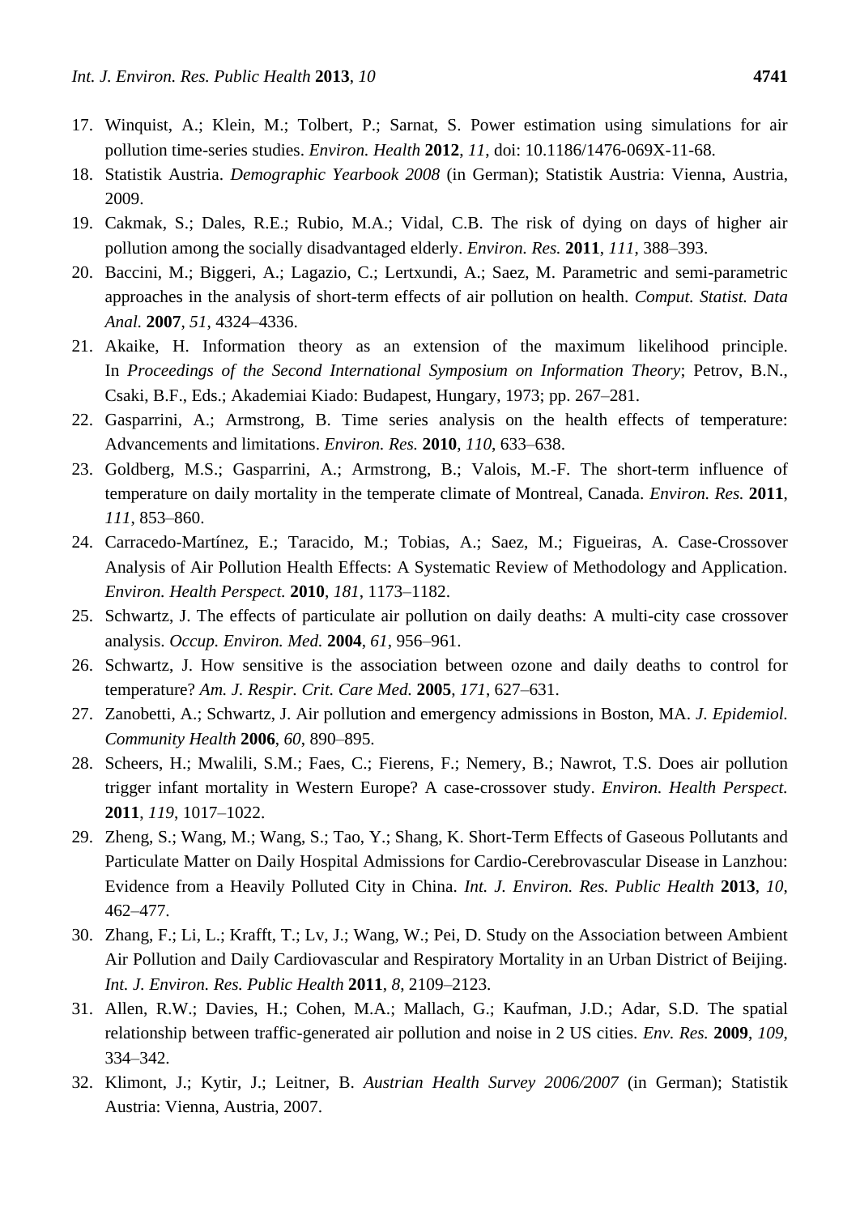17. Winquist, A.; Klein, M.; Tolbert, P.; Sarnat, S. Power estimation using simulations for air pollution time-series studies. *Environ. Health* **2012**, *11*, doi: 10.1186/1476-069X-11-68.
18. Statistik Austria. *Demographic Yearbook 2008* (in German); Statistik Austria: Vienna, Austria, 2009.
19. Cakmak, S.; Dales, R.E.; Rubio, M.A.; Vidal, C.B. The risk of dying on days of higher air pollution among the socially disadvantaged elderly. *Environ. Res.* **2011**, *111*, 388–393.
20. Baccini, M.; Biggeri, A.; Lagazio, C.; Lertxundi, A.; Saez, M. Parametric and semi-parametric approaches in the analysis of short-term effects of air pollution on health. *Comput. Statist. Data Anal.* **2007**, *51*, 4324–4336.
21. Akaike, H. Information theory as an extension of the maximum likelihood principle. In *Proceedings of the Second International Symposium on Information Theory*; Petrov, B.N., Csaki, B.F., Eds.; Akademiai Kiado: Budapest, Hungary, 1973; pp. 267–281.
22. Gasparrini, A.; Armstrong, B. Time series analysis on the health effects of temperature: Advancements and limitations. *Environ. Res.* **2010**, *110*, 633–638.
23. Goldberg, M.S.; Gasparrini, A.; Armstrong, B.; Valois, M.-F. The short-term influence of temperature on daily mortality in the temperate climate of Montreal, Canada. *Environ. Res.* **2011**, *111*, 853–860.
24. Carracedo-Martínez, E.; Taracido, M.; Tobias, A.; Saez, M.; Figueiras, A. Case-Crossover Analysis of Air Pollution Health Effects: A Systematic Review of Methodology and Application. *Environ. Health Perspect.* **2010**, *181*, 1173–1182.
25. Schwartz, J. The effects of particulate air pollution on daily deaths: A multi-city case crossover analysis. *Occup. Environ. Med.* **2004**, *61*, 956–961.
26. Schwartz, J. How sensitive is the association between ozone and daily deaths to control for temperature? *Am. J. Respir. Crit. Care Med.* **2005**, *171*, 627–631.
27. Zanobetti, A.; Schwartz, J. Air pollution and emergency admissions in Boston, MA. *J. Epidemiol. Community Health* **2006**, *60*, 890–895.
28. Scheers, H.; Mwalili, S.M.; Faes, C.; Fierens, F.; Nemery, B.; Nawrot, T.S. Does air pollution trigger infant mortality in Western Europe? A case-crossover study. *Environ. Health Perspect.* **2011**, *119*, 1017–1022.
29. Zheng, S.; Wang, M.; Wang, S.; Tao, Y.; Shang, K. Short-Term Effects of Gaseous Pollutants and Particulate Matter on Daily Hospital Admissions for Cardio-Cerebrovascular Disease in Lanzhou: Evidence from a Heavily Polluted City in China. *Int. J. Environ. Res. Public Health* **2013**, *10*, 462–477.
30. Zhang, F.; Li, L.; Krafft, T.; Lv, J.; Wang, W.; Pei, D. Study on the Association between Ambient Air Pollution and Daily Cardiovascular and Respiratory Mortality in an Urban District of Beijing. *Int. J. Environ. Res. Public Health* **2011**, *8*, 2109–2123.
31. Allen, R.W.; Davies, H.; Cohen, M.A.; Mallach, G.; Kaufman, J.D.; Adar, S.D. The spatial relationship between traffic-generated air pollution and noise in 2 US cities. *Env. Res.* **2009**, *109*, 334–342.
32. Klimont, J.; Kytir, J.; Leitner, B. *Austrian Health Survey 2006/2007* (in German); Statistik Austria: Vienna, Austria, 2007.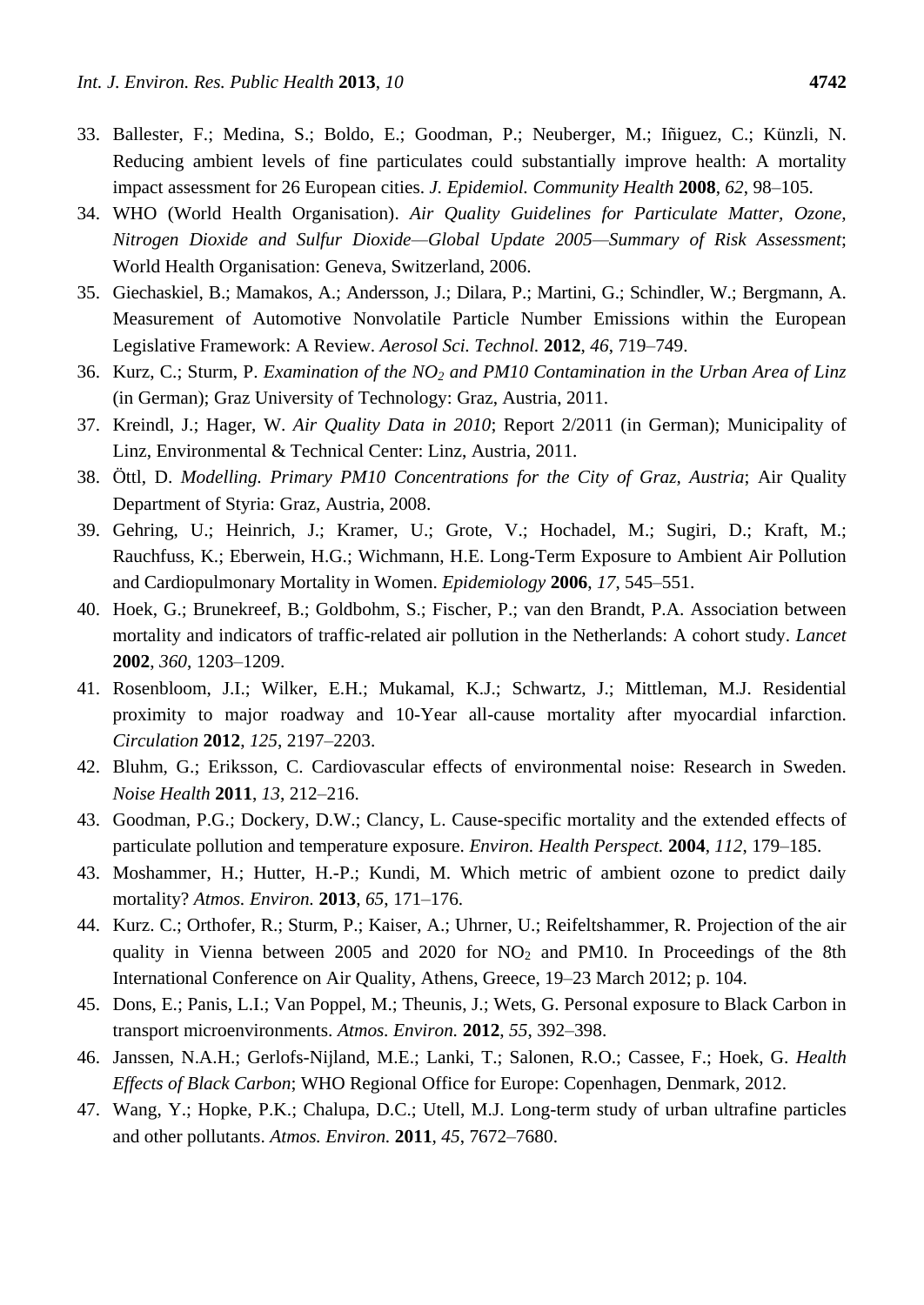33. Ballester, F.; Medina, S.; Boldo, E.; Goodman, P.; Neuberger, M.; Iñiguez, C.; Künzli, N. Reducing ambient levels of fine particulates could substantially improve health: A mortality impact assessment for 26 European cities. *J. Epidemiol. Community Health* **2008**, *62*, 98–105.
34. WHO (World Health Organisation). *Air Quality Guidelines for Particulate Matter, Ozone, Nitrogen Dioxide and Sulfur Dioxide—Global Update 2005—Summary of Risk Assessment*; World Health Organisation: Geneva, Switzerland, 2006.
35. Giechaskiel, B.; Mamakos, A.; Andersson, J.; Dilara, P.; Martini, G.; Schindler, W.; Bergmann, A. Measurement of Automotive Nonvolatile Particle Number Emissions within the European Legislative Framework: A Review. *Aerosol Sci. Technol.* **2012**, *46*, 719–749.
36. Kurz, C.; Sturm, P. *Examination of the $NO_2$ and PM10 Contamination in the Urban Area of Linz* (in German); Graz University of Technology: Graz, Austria, 2011.
37. Kreindl, J.; Hager, W. *Air Quality Data in 2010*; Report 2/2011 (in German); Municipality of Linz, Environmental & Technical Center: Linz, Austria, 2011.
38. Öttl, D. *Modelling. Primary PM10 Concentrations for the City of Graz, Austria*; Air Quality Department of Styria: Graz, Austria, 2008.
39. Gehring, U.; Heinrich, J.; Kramer, U.; Grote, V.; Hochadel, M.; Sugiri, D.; Kraft, M.; Rauchfuss, K.; Eberwein, H.G.; Wichmann, H.E. Long-Term Exposure to Ambient Air Pollution and Cardiopulmonary Mortality in Women. *Epidemiology* **2006**, *17*, 545–551.
40. Hoek, G.; Brunekreef, B.; Goldbohm, S.; Fischer, P.; van den Brandt, P.A. Association between mortality and indicators of traffic-related air pollution in the Netherlands: A cohort study. *Lancet* **2002**, *360*, 1203–1209.
41. Rosenbloom, J.I.; Wilker, E.H.; Mukamal, K.J.; Schwartz, J.; Mittleman, M.J. Residential proximity to major roadway and 10-Year all-cause mortality after myocardial infarction. *Circulation* **2012**, *125*, 2197–2203.
42. Bluhm, G.; Eriksson, C. Cardiovascular effects of environmental noise: Research in Sweden. *Noise Health* **2011**, *13*, 212–216.
43. Goodman, P.G.; Dockery, D.W.; Clancy, L. Cause-specific mortality and the extended effects of particulate pollution and temperature exposure. *Environ. Health Perspect.* **2004**, *112*, 179–185.
43. Moshammer, H.; Hutter, H.-P.; Kundi, M. Which metric of ambient ozone to predict daily mortality? *Atmos. Environ.* **2013**, *65*, 171–176.
44. Kurz. C.; Orthofer, R.; Sturm, P.; Kaiser, A.; Uhrner, U.; Reifeltshammer, R. Projection of the air quality in Vienna between 2005 and 2020 for $NO_2$ and PM10. In Proceedings of the 8th International Conference on Air Quality, Athens, Greece, 19–23 March 2012; p. 104.
45. Dons, E.; Panis, L.I.; Van Poppel, M.; Theunis, J.; Wets, G. Personal exposure to Black Carbon in transport microenvironments. *Atmos. Environ.* **2012**, *55*, 392–398.
46. Janssen, N.A.H.; Gerlofs-Nijland, M.E.; Lanki, T.; Salonen, R.O.; Cassee, F.; Hoek, G. *Health Effects of Black Carbon*; WHO Regional Office for Europe: Copenhagen, Denmark, 2012.
47. Wang, Y.; Hopke, P.K.; Chalupa, D.C.; Utell, M.J. Long-term study of urban ultrafine particles and other pollutants. *Atmos. Environ.* **2011**, *45*, 7672–7680.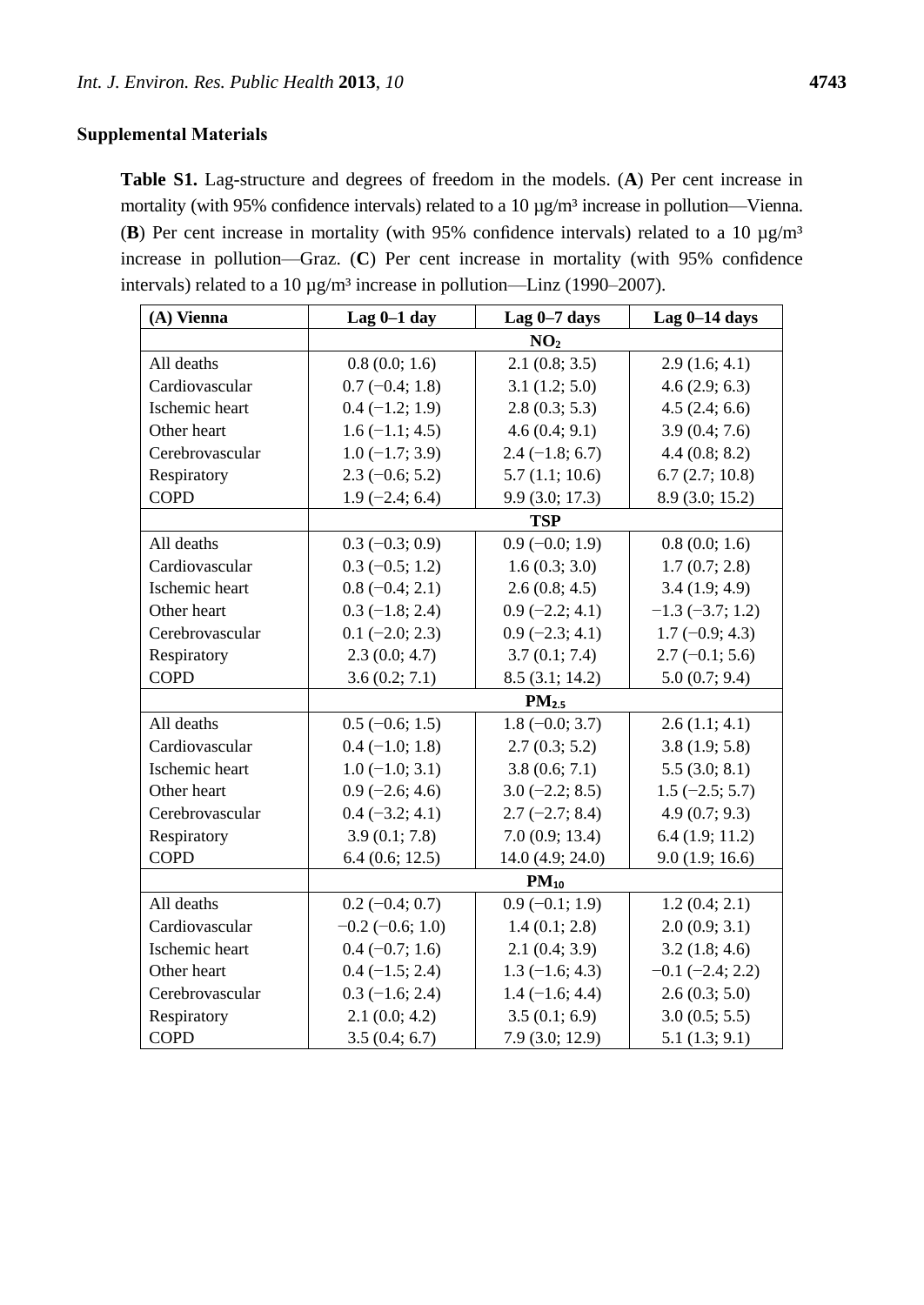## Supplemental Materials

**Table S1.** Lag-structure and degrees of freedom in the models. (**A**) Per cent increase in mortality (with 95% confidence intervals) related to a 10 µg/m³ increase in pollution—Vienna. (**B**) Per cent increase in mortality (with 95% confidence intervals) related to a 10 µg/m³ increase in pollution—Graz. (**C**) Per cent increase in mortality (with 95% confidence intervals) related to a 10 µg/m³ increase in pollution—Linz (1990–2007).

| (A) Vienna | Lag 0–1 day | Lag 0–7 days | Lag 0–14 days |
|---|---|---|---|
| | $NO_2$ | | |
| All deaths | 0.8 (0.0; 1.6) | 2.1 (0.8; 3.5) | 2.9 (1.6; 4.1) |
| Cardiovascular | 0.7 (−0.4; 1.8) | 3.1 (1.2; 5.0) | 4.6 (2.9; 6.3) |
| Ischemic heart | 0.4 (−1.2; 1.9) | 2.8 (0.3; 5.3) | 4.5 (2.4; 6.6) |
| Other heart | 1.6 (−1.1; 4.5) | 4.6 (0.4; 9.1) | 3.9 (0.4; 7.6) |
| Cerebrovascular | 1.0 (−1.7; 3.9) | 2.4 (−1.8; 6.7) | 4.4 (0.8; 8.2) |
| Respiratory | 2.3 (−0.6; 5.2) | 5.7 (1.1; 10.6) | 6.7 (2.7; 10.8) |
| COPD | 1.9 (−2.4; 6.4) | 9.9 (3.0; 17.3) | 8.9 (3.0; 15.2) |
| | TSP | | |
| All deaths | 0.3 (−0.3; 0.9) | 0.9 (−0.0; 1.9) | 0.8 (0.0; 1.6) |
| Cardiovascular | 0.3 (−0.5; 1.2) | 1.6 (0.3; 3.0) | 1.7 (0.7; 2.8) |
| Ischemic heart | 0.8 (−0.4; 2.1) | 2.6 (0.8; 4.5) | 3.4 (1.9; 4.9) |
| Other heart | 0.3 (−1.8; 2.4) | 0.9 (−2.2; 4.1) | −1.3 (−3.7; 1.2) |
| Cerebrovascular | 0.1 (−2.0; 2.3) | 0.9 (−2.3; 4.1) | 1.7 (−0.9; 4.3) |
| Respiratory | 2.3 (0.0; 4.7) | 3.7 (0.1; 7.4) | 2.7 (−0.1; 5.6) |
| COPD | 3.6 (0.2; 7.1) | 8.5 (3.1; 14.2) | 5.0 (0.7; 9.4) |
| | $PM_{2.5}$ | | |
| All deaths | 0.5 (−0.6; 1.5) | 1.8 (−0.0; 3.7) | 2.6 (1.1; 4.1) |
| Cardiovascular | 0.4 (−1.0; 1.8) | 2.7 (0.3; 5.2) | 3.8 (1.9; 5.8) |
| Ischemic heart | 1.0 (−1.0; 3.1) | 3.8 (0.6; 7.1) | 5.5 (3.0; 8.1) |
| Other heart | 0.9 (−2.6; 4.6) | 3.0 (−2.2; 8.5) | 1.5 (−2.5; 5.7) |
| Cerebrovascular | 0.4 (−3.2; 4.1) | 2.7 (−2.7; 8.4) | 4.9 (0.7; 9.3) |
| Respiratory | 3.9 (0.1; 7.8) | 7.0 (0.9; 13.4) | 6.4 (1.9; 11.2) |
| COPD | 6.4 (0.6; 12.5) | 14.0 (4.9; 24.0) | 9.0 (1.9; 16.6) |
| | $PM_{10}$ | | |
| All deaths | 0.2 (−0.4; 0.7) | 0.9 (−0.1; 1.9) | 1.2 (0.4; 2.1) |
| Cardiovascular | −0.2 (−0.6; 1.0) | 1.4 (0.1; 2.8) | 2.0 (0.9; 3.1) |
| Ischemic heart | 0.4 (−0.7; 1.6) | 2.1 (0.4; 3.9) | 3.2 (1.8; 4.6) |
| Other heart | 0.4 (−1.5; 2.4) | 1.3 (−1.6; 4.3) | −0.1 (−2.4; 2.2) |
| Cerebrovascular | 0.3 (−1.6; 2.4) | 1.4 (−1.6; 4.4) | 2.6 (0.3; 5.0) |
| Respiratory | 2.1 (0.0; 4.2) | 3.5 (0.1; 6.9) | 3.0 (0.5; 5.5) |
| COPD | 3.5 (0.4; 6.7) | 7.9 (3.0; 12.9) | 5.1 (1.3; 9.1) |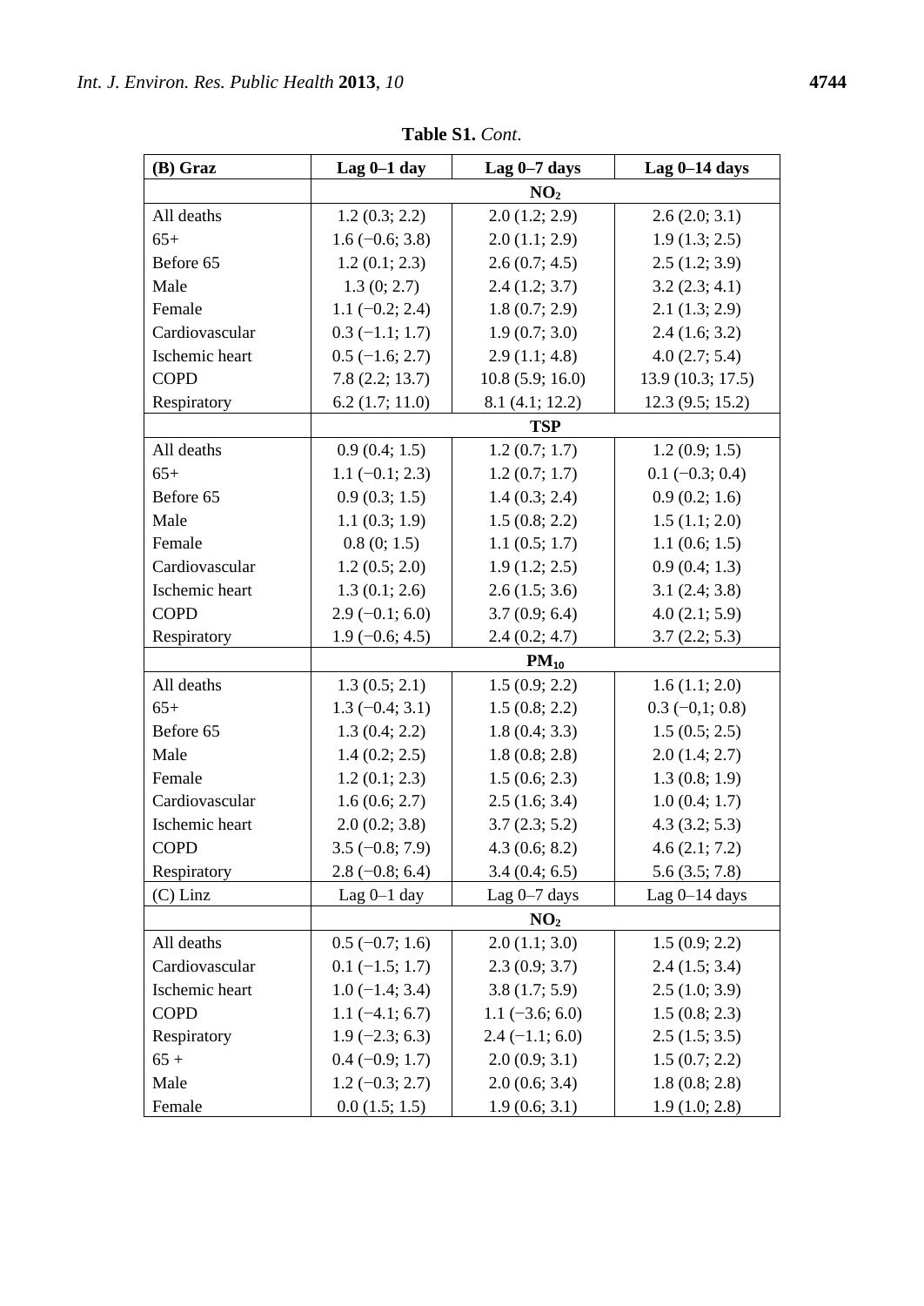**Table S1.** *Cont*.

| (B) Graz | Lag 0–1 day | Lag 0–7 days | Lag 0–14 days |
|---|---|---|---|
| | $NO_2$ | | |
| All deaths | 1.2 (0.3; 2.2) | 2.0 (1.2; 2.9) | 2.6 (2.0; 3.1) |
| 65+ | 1.6 (−0.6; 3.8) | 2.0 (1.1; 2.9) | 1.9 (1.3; 2.5) |
| Before 65 | 1.2 (0.1; 2.3) | 2.6 (0.7; 4.5) | 2.5 (1.2; 3.9) |
| Male | 1.3 (0; 2.7) | 2.4 (1.2; 3.7) | 3.2 (2.3; 4.1) |
| Female | 1.1 (−0.2; 2.4) | 1.8 (0.7; 2.9) | 2.1 (1.3; 2.9) |
| Cardiovascular | 0.3 (−1.1; 1.7) | 1.9 (0.7; 3.0) | 2.4 (1.6; 3.2) |
| Ischemic heart | 0.5 (−1.6; 2.7) | 2.9 (1.1; 4.8) | 4.0 (2.7; 5.4) |
| COPD | 7.8 (2.2; 13.7) | 10.8 (5.9; 16.0) | 13.9 (10.3; 17.5) |
| Respiratory | 6.2 (1.7; 11.0) | 8.1 (4.1; 12.2) | 12.3 (9.5; 15.2) |
| | **TSP** | | |
| All deaths | 0.9 (0.4; 1.5) | 1.2 (0.7; 1.7) | 1.2 (0.9; 1.5) |
| 65+ | 1.1 (−0.1; 2.3) | 1.2 (0.7; 1.7) | 0.1 (−0.3; 0.4) |
| Before 65 | 0.9 (0.3; 1.5) | 1.4 (0.3; 2.4) | 0.9 (0.2; 1.6) |
| Male | 1.1 (0.3; 1.9) | 1.5 (0.8; 2.2) | 1.5 (1.1; 2.0) |
| Female | 0.8 (0; 1.5) | 1.1 (0.5; 1.7) | 1.1 (0.6; 1.5) |
| Cardiovascular | 1.2 (0.5; 2.0) | 1.9 (1.2; 2.5) | 0.9 (0.4; 1.3) |
| Ischemic heart | 1.3 (0.1; 2.6) | 2.6 (1.5; 3.6) | 3.1 (2.4; 3.8) |
| COPD | 2.9 (−0.1; 6.0) | 3.7 (0.9; 6.4) | 4.0 (2.1; 5.9) |
| Respiratory | 1.9 (−0.6; 4.5) | 2.4 (0.2; 4.7) | 3.7 (2.2; 5.3) |
| | $PM_{10}$ | | |
| All deaths | 1.3 (0.5; 2.1) | 1.5 (0.9; 2.2) | 1.6 (1.1; 2.0) |
| 65+ | 1.3 (−0.4; 3.1) | 1.5 (0.8; 2.2) | 0.3 (−0,1; 0.8) |
| Before 65 | 1.3 (0.4; 2.2) | 1.8 (0.4; 3.3) | 1.5 (0.5; 2.5) |
| Male | 1.4 (0.2; 2.5) | 1.8 (0.8; 2.8) | 2.0 (1.4; 2.7) |
| Female | 1.2 (0.1; 2.3) | 1.5 (0.6; 2.3) | 1.3 (0.8; 1.9) |
| Cardiovascular | 1.6 (0.6; 2.7) | 2.5 (1.6; 3.4) | 1.0 (0.4; 1.7) |
| Ischemic heart | 2.0 (0.2; 3.8) | 3.7 (2.3; 5.2) | 4.3 (3.2; 5.3) |
| COPD | 3.5 (−0.8; 7.9) | 4.3 (0.6; 8.2) | 4.6 (2.1; 7.2) |
| Respiratory | 2.8 (−0.8; 6.4) | 3.4 (0.4; 6.5) | 5.6 (3.5; 7.8) |
| (C) Linz | Lag 0–1 day | Lag 0–7 days | Lag 0–14 days |
| | $NO_2$ | | |
| All deaths | 0.5 (−0.7; 1.6) | 2.0 (1.1; 3.0) | 1.5 (0.9; 2.2) |
| Cardiovascular | 0.1 (−1.5; 1.7) | 2.3 (0.9; 3.7) | 2.4 (1.5; 3.4) |
| Ischemic heart | 1.0 (−1.4; 3.4) | 3.8 (1.7; 5.9) | 2.5 (1.0; 3.9) |
| COPD | 1.1 (−4.1; 6.7) | 1.1 (−3.6; 6.0) | 1.5 (0.8; 2.3) |
| Respiratory | 1.9 (−2.3; 6.3) | 2.4 (−1.1; 6.0) | 2.5 (1.5; 3.5) |
| 65 + | 0.4 (−0.9; 1.7) | 2.0 (0.9; 3.1) | 1.5 (0.7; 2.2) |
| Male | 1.2 (−0.3; 2.7) | 2.0 (0.6; 3.4) | 1.8 (0.8; 2.8) |
| Female | 0.0 (1.5; 1.5) | 1.9 (0.6; 3.1) | 1.9 (1.0; 2.8) |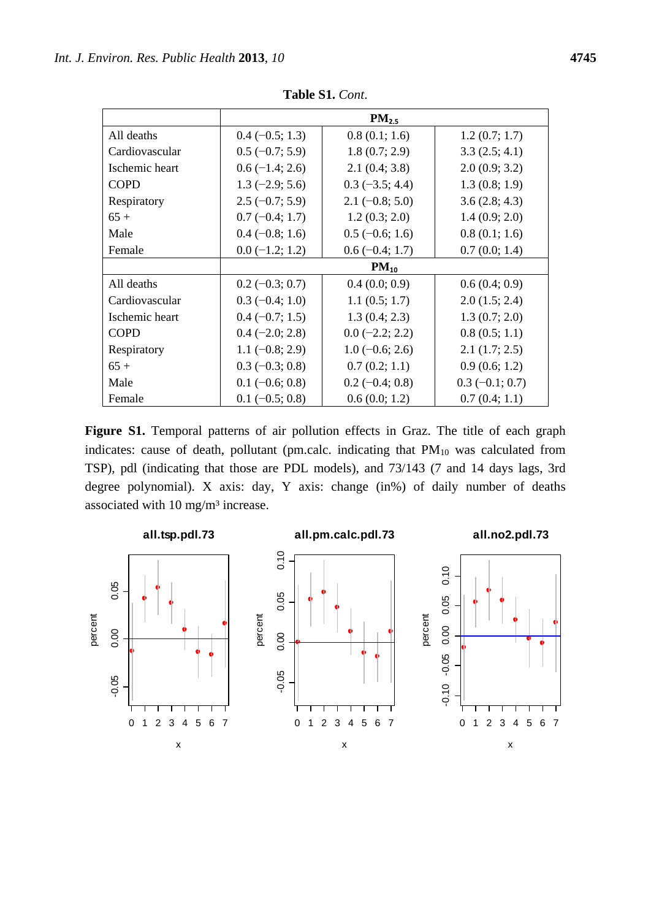**Table S1.** *Cont.*

| | $PM_{2.5}$ | | |
|---|---|---|---|
| All deaths | 0.4 (−0.5; 1.3) | 0.8 (0.1; 1.6) | 1.2 (0.7; 1.7) |
| Cardiovascular | 0.5 (−0.7; 5.9) | 1.8 (0.7; 2.9) | 3.3 (2.5; 4.1) |
| Ischemic heart | 0.6 (−1.4; 2.6) | 2.1 (0.4; 3.8) | 2.0 (0.9; 3.2) |
| COPD | 1.3 (−2.9; 5.6) | 0.3 (−3.5; 4.4) | 1.3 (0.8; 1.9) |
| Respiratory | 2.5 (−0.7; 5.9) | 2.1 (−0.8; 5.0) | 3.6 (2.8; 4.3) |
| 65 + | 0.7 (−0.4; 1.7) | 1.2 (0.3; 2.0) | 1.4 (0.9; 2.0) |
| Male | 0.4 (−0.8; 1.6) | 0.5 (−0.6; 1.6) | 0.8 (0.1; 1.6) |
| Female | 0.0 (−1.2; 1.2) | 0.6 (−0.4; 1.7) | 0.7 (0.0; 1.4) |
| | $PM_{10}$ | | |
| All deaths | 0.2 (−0.3; 0.7) | 0.4 (0.0; 0.9) | 0.6 (0.4; 0.9) |
| Cardiovascular | 0.3 (−0.4; 1.0) | 1.1 (0.5; 1.7) | 2.0 (1.5; 2.4) |
| Ischemic heart | 0.4 (−0.7; 1.5) | 1.3 (0.4; 2.3) | 1.3 (0.7; 2.0) |
| COPD | 0.4 (−2.0; 2.8) | 0.0 (−2.2; 2.2) | 0.8 (0.5; 1.1) |
| Respiratory | 1.1 (−0.8; 2.9) | 1.0 (−0.6; 2.6) | 2.1 (1.7; 2.5) |
| 65 + | 0.3 (−0.3; 0.8) | 0.7 (0.2; 1.1) | 0.9 (0.6; 1.2) |
| Male | 0.1 (−0.6; 0.8) | 0.2 (−0.4; 0.8) | 0.3 (−0.1; 0.7) |
| Female | 0.1 (−0.5; 0.8) | 0.6 (0.0; 1.2) | 0.7 (0.4; 1.1) |

**Figure S1.** Temporal patterns of air pollution effects in Graz. The title of each graph indicates: cause of death, pollutant (pm.calc. indicating that $PM_{10}$ was calculated from TSP), pdl (indicating that those are PDL models), and 73/143 (7 and 14 days lags, 3rd degree polynomial). X axis: day, Y axis: change (in%) of daily number of deaths associated with 10 mg/m³ increase.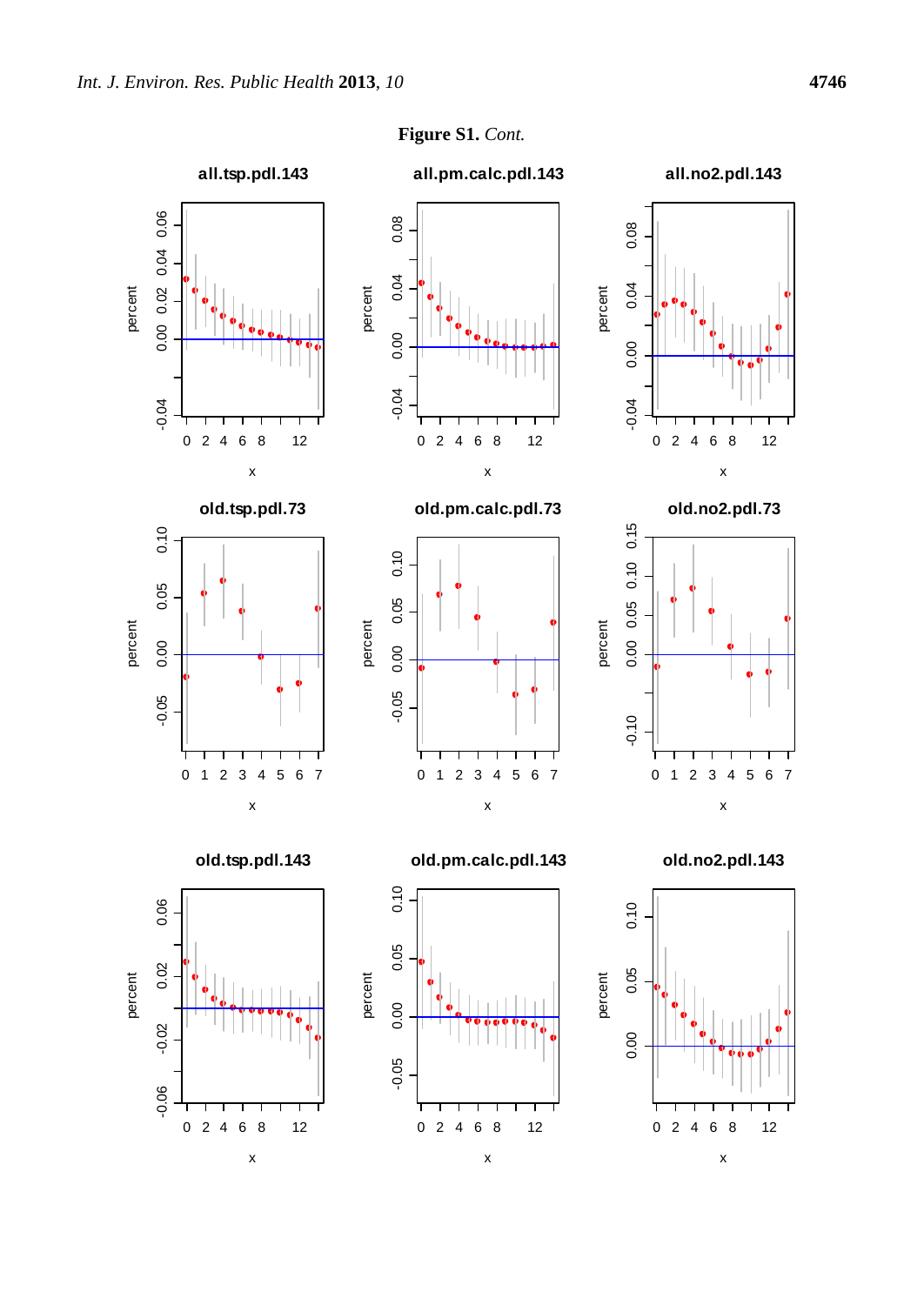**Figure S1.** *Cont.*

### all.tsp.pdl.143

### all.pm.calc.pdl.143

### all.no2.pdl.143

### old.tsp.pdl.73

### old.pm.calc.pdl.73

### old.no2.pdl.73

### old.tsp.pdl.143

### old.pm.calc.pdl.143

### old.no2.pdl.143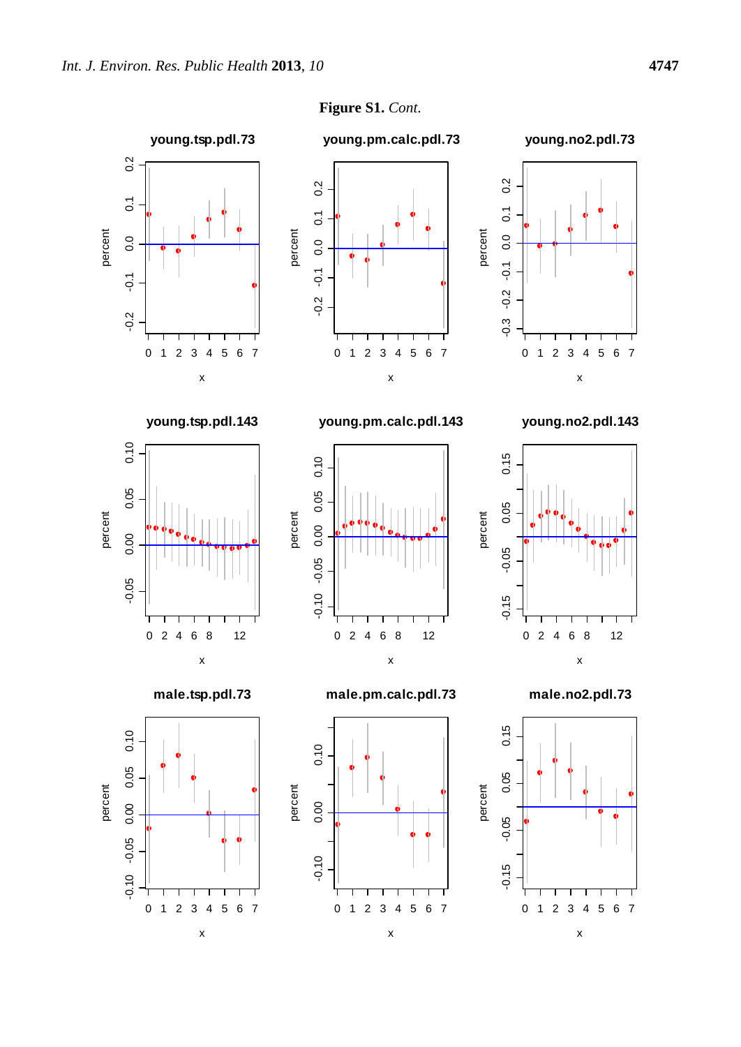**Figure S1.** *Cont.*

young.tsp.pdl.73

young.pm.calc.pdl.73

young.no2.pdl.73

young.tsp.pdl.143

young.pm.calc.pdl.143

young.no2.pdl.143

male.tsp.pdl.73

male.pm.calc.pdl.73

male.no2.pdl.73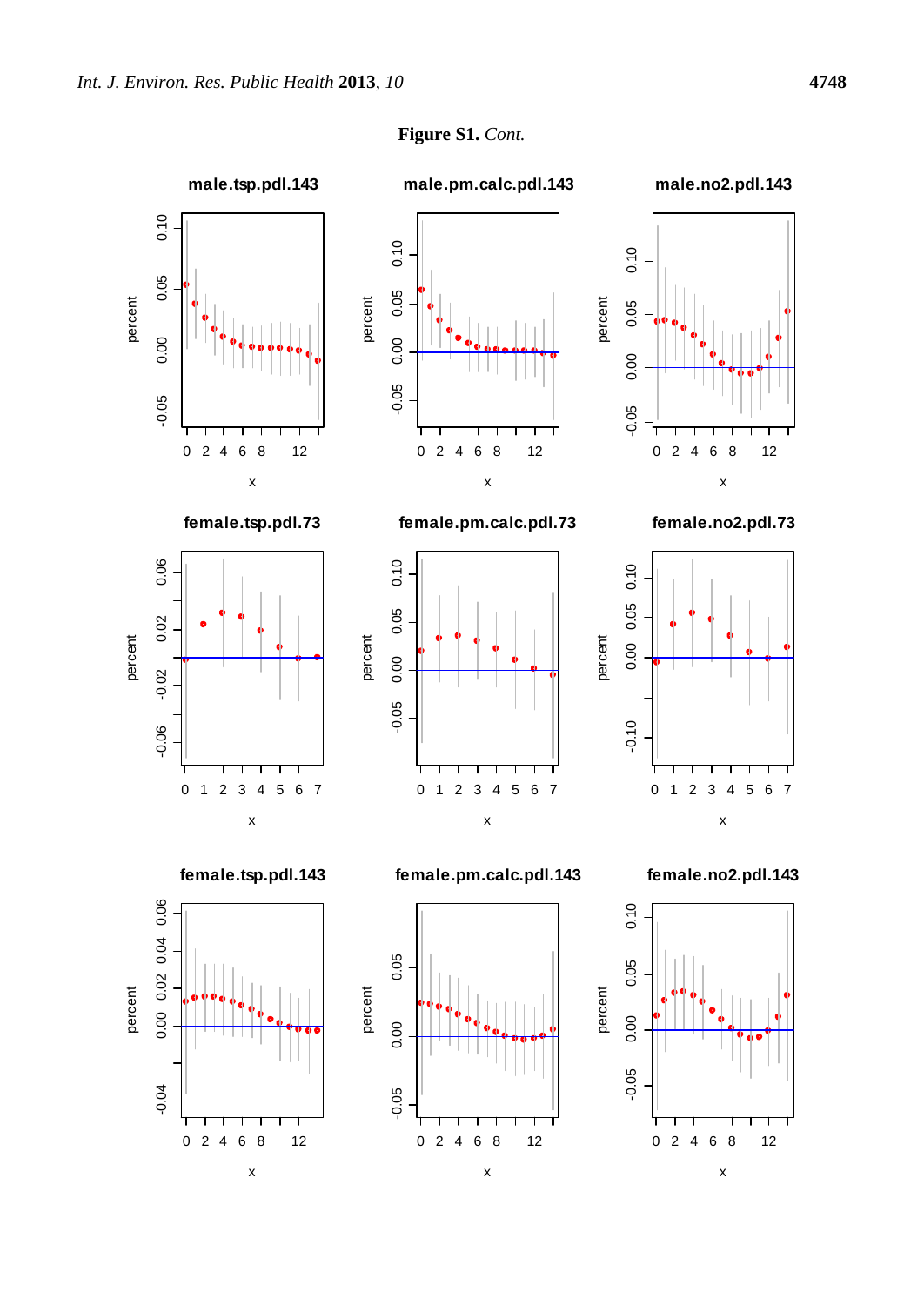**Figure S1.** *Cont.*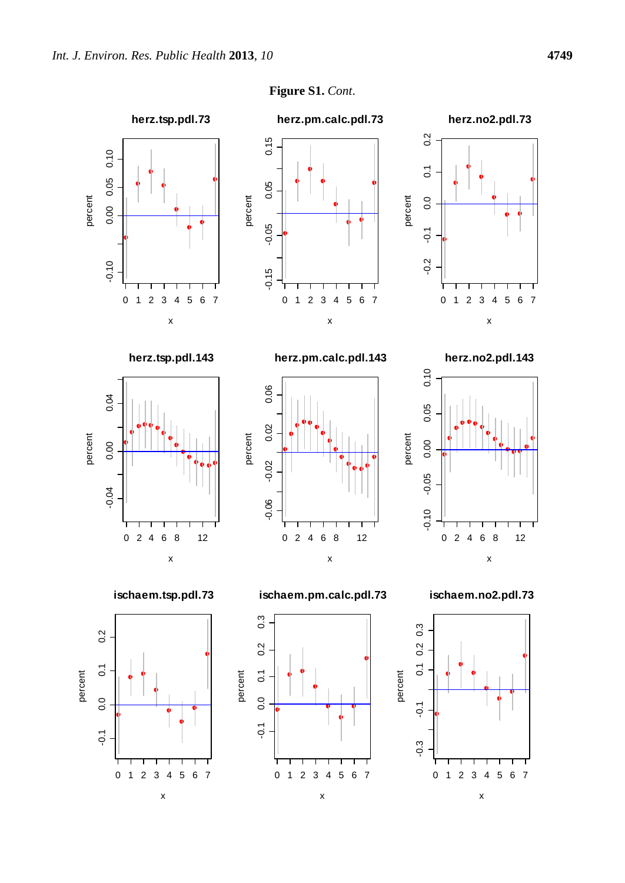**Figure S1.** *Cont.*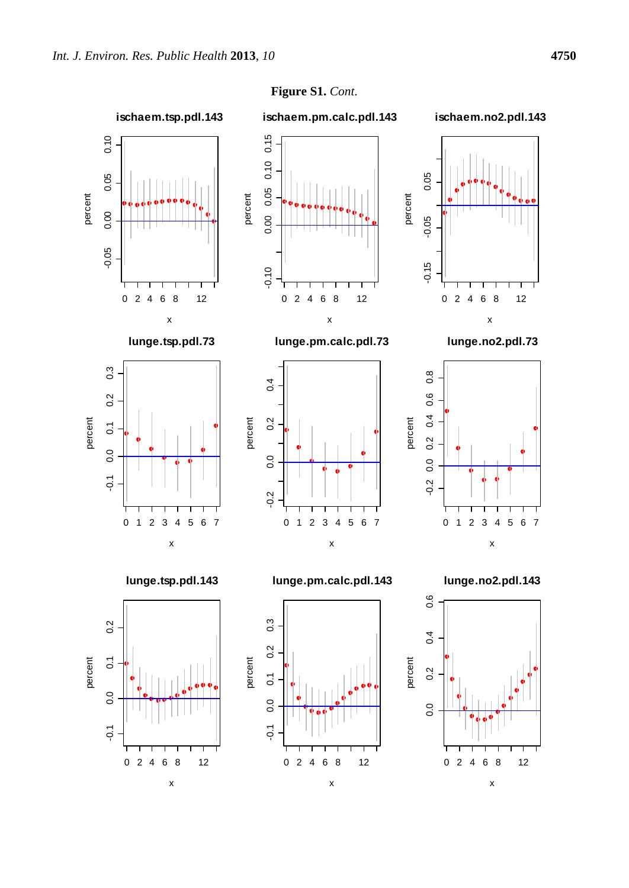**Figure S1.** *Cont.*

ischaem.tsp.pdl.143

ischaem.pm.calc.pdl.143

ischaem.no2.pdl.143

lunge.tsp.pdl.73

lunge.pm.calc.pdl.73

lunge.no2.pdl.73

lunge.tsp.pdl.143

lunge.pm.calc.pdl.143

lunge.no2.pdl.143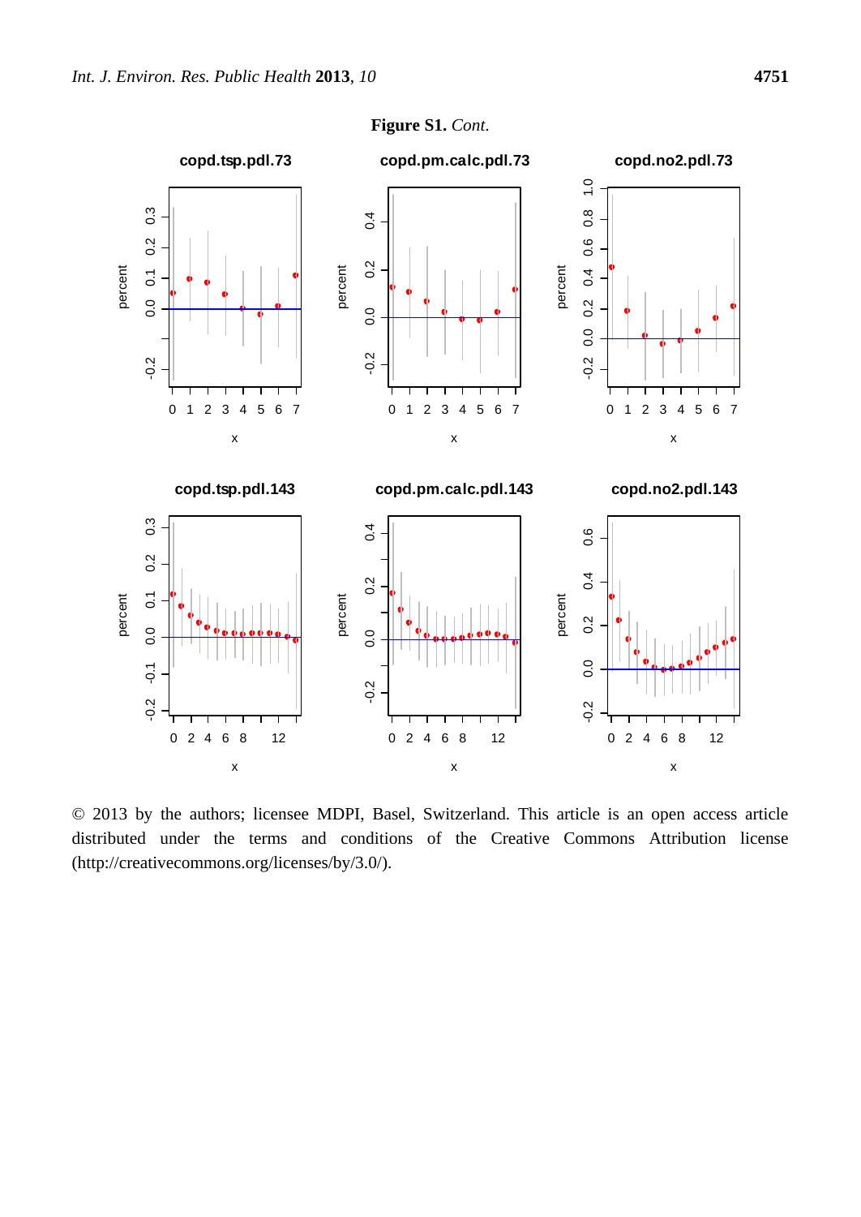**Figure S1.** *Cont.*

copd.tsp.pdl.73

percent

0.3
0.2
0.1
0.0
-0.2

0 1 2 3 4 5 6 7

x

copd.pm.calc.pdl.73

percent

0.4
0.2
0.0
-0.2

0 1 2 3 4 5 6 7

x

copd.no2.pdl.73

percent

1.0
0.8
0.6
0.4
0.2
0.0
-0.2

0 1 2 3 4 5 6 7

x

copd.tsp.pdl.143

percent

0.3
0.2
0.1
0.0
-0.1
-0.2

0 2 4 6 8 12

x

copd.pm.calc.pdl.143

percent

0.4
0.2
0.0
-0.2

0 2 4 6 8 12

x

copd.no2.pdl.143

percent

0.6
0.4
0.2
0.0
-0.2

0 2 4 6 8 12

x

© 2013 by the authors; licensee MDPI, Basel, Switzerland. This article is an open access article distributed under the terms and conditions of the Creative Commons Attribution license (http://creativecommons.org/licenses/by/3.0/).